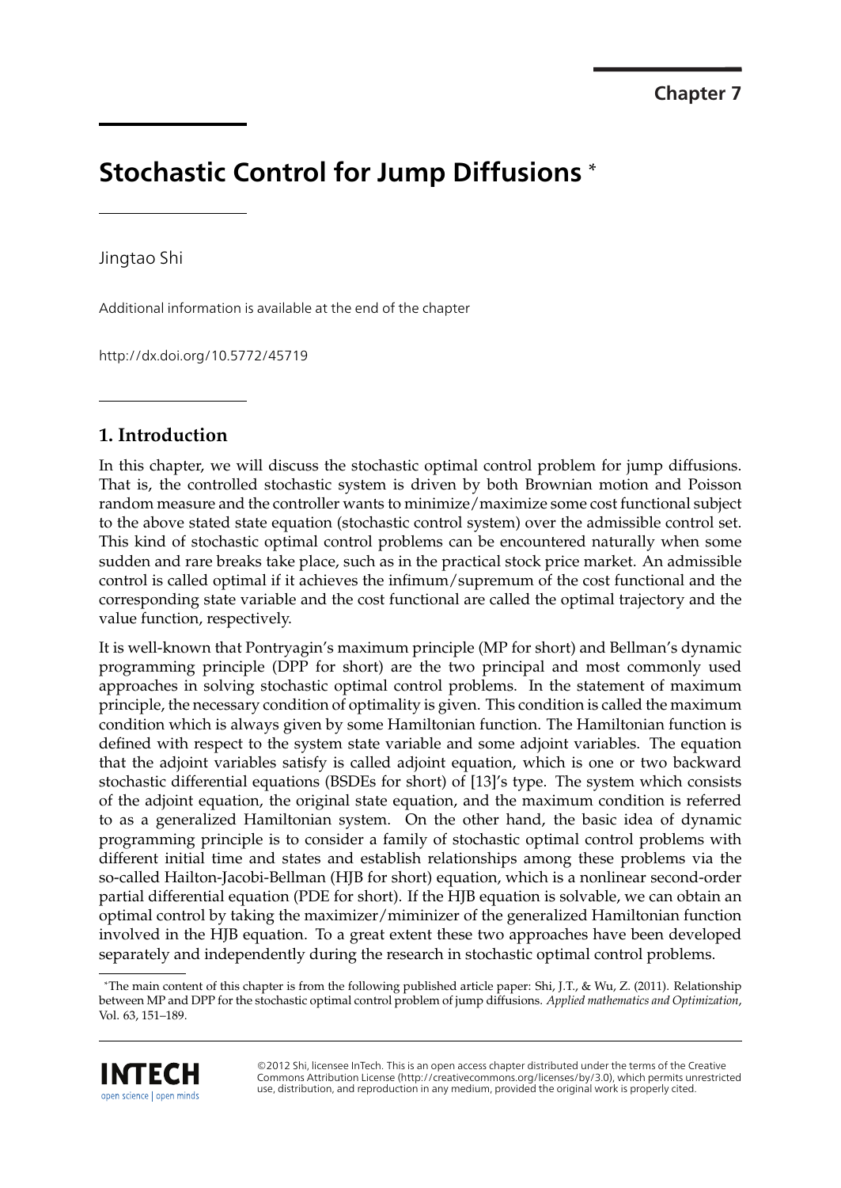Chapter 7

# Stochastic Control for Jump Diffusions *

Jingtao Shi

Additional information is available at the end of the chapter

http://dx.doi.org/10.5772/45719

## 1. Introduction

In this chapter, we will discuss the stochastic optimal control problem for jump diffusions. That is, the controlled stochastic system is driven by both Brownian motion and Poisson random measure and the controller wants to minimize/maximize some cost functional subject to the above stated state equation (stochastic control system) over the admissible control set. This kind of stochastic optimal control problems can be encountered naturally when some sudden and rare breaks take place, such as in the practical stock price market. An admissible control is called optimal if it achieves the infimum/supremum of the cost functional and the corresponding state variable and the cost functional are called the optimal trajectory and the value function, respectively.

It is well-known that Pontryagin's maximum principle (MP for short) and Bellman's dynamic programming principle (DPP for short) are the two principal and most commonly used approaches in solving stochastic optimal control problems. In the statement of maximum principle, the necessary condition of optimality is given. This condition is called the maximum condition which is always given by some Hamiltonian function. The Hamiltonian function is defined with respect to the system state variable and some adjoint variables. The equation that the adjoint variables satisfy is called adjoint equation, which is one or two backward stochastic differential equations (BSDEs for short) of [13]'s type. The system which consists of the adjoint equation, the original state equation, and the maximum condition is referred to as a generalized Hamiltonian system. On the other hand, the basic idea of dynamic programming principle is to consider a family of stochastic optimal control problems with different initial time and states and establish relationships among these problems via the so-called Hailton-Jacobi-Bellman (HJB for short) equation, which is a nonlinear second-order partial differential equation (PDE for short). If the HJB equation is solvable, we can obtain an optimal control by taking the maximizer/miminizer of the generalized Hamiltonian function involved in the HJB equation. To a great extent these two approaches have been developed separately and independently during the research in stochastic optimal control problems.

*The main content of this chapter is from the following published article paper: Shi, J.T., & Wu, Z. (2011). Relationship between MP and DPP for the stochastic optimal control problem of jump diffusions. *Applied mathematics and Optimization*, Vol. 63, 151–189.

©2012 Shi, licensee InTech. This is an open access chapter distributed under the terms of the Creative Commons Attribution License (http://creativecommons.org/licenses/by/3.0), which permits unrestricted use, distribution, and reproduction in any medium, provided the original work is properly cited.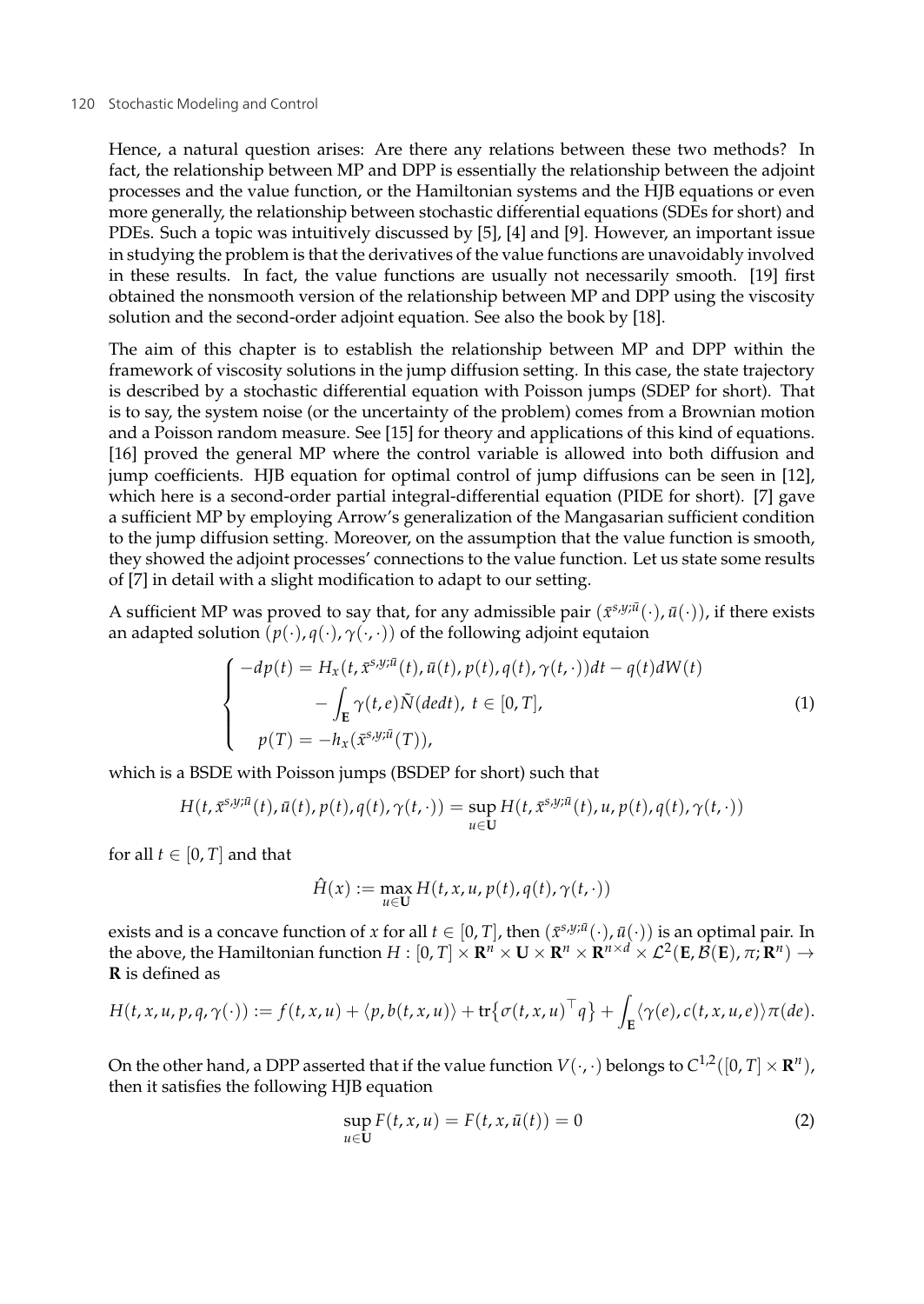Hence, a natural question arises: Are there any relations between these two methods? In fact, the relationship between MP and DPP is essentially the relationship between the adjoint processes and the value function, or the Hamiltonian systems and the HJB equations or even more generally, the relationship between stochastic differential equations (SDEs for short) and PDEs. Such a topic was intuitively discussed by [5], [4] and [9]. However, an important issue in studying the problem is that the derivatives of the value functions are unavoidably involved in these results. In fact, the value functions are usually not necessarily smooth. [19] first obtained the nonsmooth version of the relationship between MP and DPP using the viscosity solution and the second-order adjoint equation. See also the book by [18].

The aim of this chapter is to establish the relationship between MP and DPP within the framework of viscosity solutions in the jump diffusion setting. In this case, the state trajectory is described by a stochastic differential equation with Poisson jumps (SDEP for short). That is to say, the system noise (or the uncertainty of the problem) comes from a Brownian motion and a Poisson random measure. See [15] for theory and applications of this kind of equations. [16] proved the general MP where the control variable is allowed into both diffusion and jump coefficients. HJB equation for optimal control of jump diffusions can be seen in [12], which here is a second-order partial integral-differential equation (PIDE for short). [7] gave a sufficient MP by employing Arrow's generalization of the Mangasarian sufficient condition to the jump diffusion setting. Moreover, on the assumption that the value function is smooth, they showed the adjoint processes' connections to the value function. Let us state some results of [7] in detail with a slight modification to adapt to our setting.

A sufficient MP was proved to say that, for any admissible pair $(\bar{x}^{s,y;\bar{u}}(\cdot), \bar{u}(\cdot))$, if there exists an adapted solution $(p(\cdot), q(\cdot), \gamma(\cdot,\cdot))$ of the following adjoint equtaion

$$
\begin{cases}
-dp(t) = H_x(t, \bar{x}^{s,y;\bar{u}}(t), \bar{u}(t), p(t), q(t), \gamma(t,\cdot))dt - q(t)dW(t) \\
\qquad\qquad - \int_{\mathbf{E}} \gamma(t,e)\tilde{N}(dedt), \ t \in [0,T], \\
p(T) = -h_x(\bar{x}^{s,y;\bar{u}}(T)),
\end{cases}
\tag{1}
$$

which is a BSDE with Poisson jumps (BSDEP for short) such that

$$
H(t, \bar{x}^{s,y;\bar{u}}(t), \bar{u}(t), p(t), q(t), \gamma(t,\cdot)) = \sup_{u\in\mathbf{U}} H(t, \bar{x}^{s,y;\bar{u}}(t), u, p(t), q(t), \gamma(t,\cdot))
$$

for all $t \in [0,T]$ and that

$$
\hat{H}(x) := \max_{u\in\mathbf{U}} H(t, x, u, p(t), q(t), \gamma(t,\cdot))
$$

exists and is a concave function of $x$ for all $t \in [0,T]$, then $(\bar{x}^{s,y;\bar{u}}(\cdot), \bar{u}(\cdot))$ is an optimal pair. In the above, the Hamiltonian function $H : [0,T] \times \mathbf{R}^n \times \mathbf{U} \times \mathbf{R}^n \times \mathbf{R}^{n\times d} \times \mathcal{L}^2(\mathbf{E}, \mathcal{B}(\mathbf{E}), \pi; \mathbf{R}^n) \to \mathbf{R}$ is defined as

$$
H(t,x,u,p,q,\gamma(\cdot)) := f(t,x,u) + \langle p, b(t,x,u)\rangle + \mathrm{tr}\{\sigma(t,x,u)^\top q\} + \int_{\mathbf{E}} \langle \gamma(e), c(t,x,u,e)\rangle \pi(de).
$$

On the other hand, a DPP asserted that if the value function $V(\cdot,\cdot)$ belongs to $C^{1,2}([0,T]\times\mathbf{R}^n)$, then it satisfies the following HJB equation

$$
\sup_{u\in\mathbf{U}} F(t,x,u) = F(t,x,\bar{u}(t)) = 0 \tag{2}
$$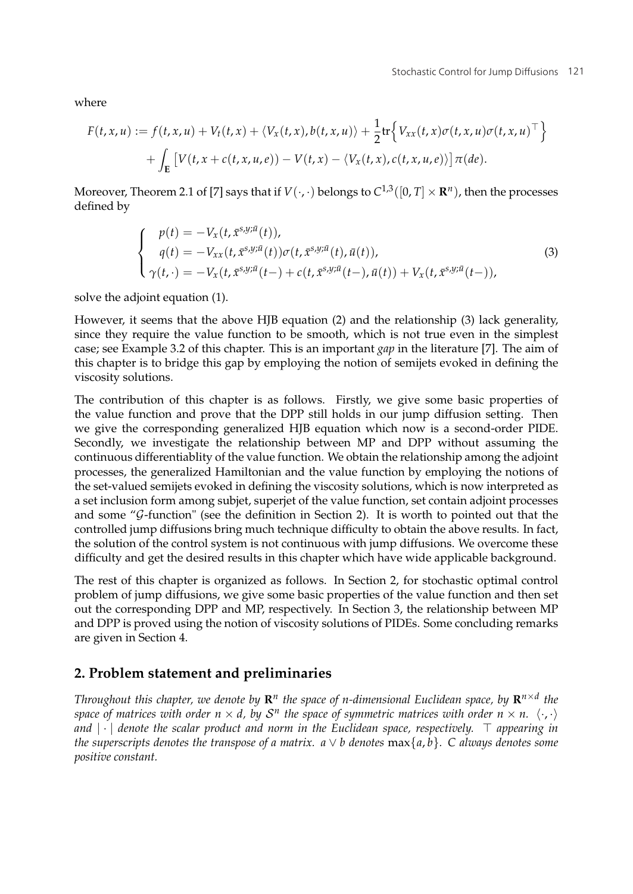where

$$F(t,x,u) := f(t,x,u) + V_t(t,x) + \langle V_x(t,x), b(t,x,u)\rangle + \frac{1}{2}\mathrm{tr}\Big\{ V_{xx}(t,x)\sigma(t,x,u)\sigma(t,x,u)^\top \Big\} + \int_{\mathbf{E}} \big[ V(t, x + c(t,x,u,e)) - V(t,x) - \langle V_x(t,x), c(t,x,u,e)\rangle \big] \pi(de).$$

Moreover, Theorem 2.1 of [7] says that if $V(\cdot,\cdot)$ belongs to $C^{1,3}([0,T]\times\mathbf{R}^n)$, then the processes defined by

$$\begin{cases} p(t) = -V_x(t, \bar{x}^{s,y;\bar{u}}(t)), \\ q(t) = -V_{xx}(t, \bar{x}^{s,y;\bar{u}}(t))\sigma(t, \bar{x}^{s,y;\bar{u}}(t), \bar{u}(t)), \\ \gamma(t,\cdot) = -V_x(t, \bar{x}^{s,y;\bar{u}}(t-) + c(t, \bar{x}^{s,y;\bar{u}}(t-), \bar{u}(t)) + V_x(t, \bar{x}^{s,y;\bar{u}}(t-)), \end{cases} \tag{3}$$

solve the adjoint equation (1).

However, it seems that the above HJB equation (2) and the relationship (3) lack generality, since they require the value function to be smooth, which is not true even in the simplest case; see Example 3.2 of this chapter. This is an important *gap* in the literature [7]. The aim of this chapter is to bridge this gap by employing the notion of semijets evoked in defining the viscosity solutions.

The contribution of this chapter is as follows. Firstly, we give some basic properties of the value function and prove that the DPP still holds in our jump diffusion setting. Then we give the corresponding generalized HJB equation which now is a second-order PIDE. Secondly, we investigate the relationship between MP and DPP without assuming the continuous differentiablity of the value function. We obtain the relationship among the adjoint processes, the generalized Hamiltonian and the value function by employing the notions of the set-valued semijets evoked in defining the viscosity solutions, which is now interpreted as a set inclusion form among subjet, superjet of the value function, set contain adjoint processes and some "$\mathcal{G}$-function" (see the definition in Section 2). It is worth to pointed out that the controlled jump diffusions bring much technique difficulty to obtain the above results. In fact, the solution of the control system is not continuous with jump diffusions. We overcome these difficulty and get the desired results in this chapter which have wide applicable background.

The rest of this chapter is organized as follows. In Section 2, for stochastic optimal control problem of jump diffusions, we give some basic properties of the value function and then set out the corresponding DPP and MP, respectively. In Section 3, the relationship between MP and DPP is proved using the notion of viscosity solutions of PIDEs. Some concluding remarks are given in Section 4.

## 2. Problem statement and preliminaries

*Throughout this chapter, we denote by $\mathbf{R}^n$ the space of n-dimensional Euclidean space, by $\mathbf{R}^{n\times d}$ the space of matrices with order $n \times d$, by $\mathcal{S}^n$ the space of symmetric matrices with order $n \times n$. $\langle\cdot,\cdot\rangle$ and $|\cdot|$ denote the scalar product and norm in the Euclidean space, respectively. $\top$ appearing in the superscripts denotes the transpose of a matrix. $a \vee b$ denotes $\max\{a,b\}$. $C$ always denotes some positive constant.*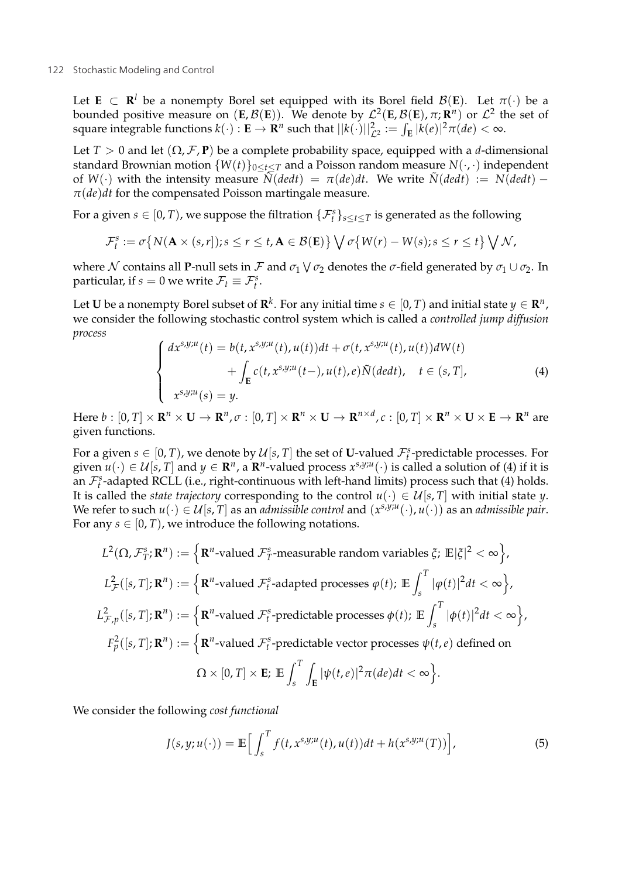Let $\mathbf{E} \subset \mathbf{R}^l$ be a nonempty Borel set equipped with its Borel field $\mathcal{B}(\mathbf{E})$. Let $\pi(\cdot)$ be a bounded positive measure on $(\mathbf{E}, \mathcal{B}(\mathbf{E}))$. We denote by $\mathcal{L}^2(\mathbf{E}, \mathcal{B}(\mathbf{E}), \pi; \mathbf{R}^n)$ or $\mathcal{L}^2$ the set of square integrable functions $k(\cdot) : \mathbf{E} \to \mathbf{R}^n$ such that $||k(\cdot)||^2_{\mathcal{L}^2} := \int_{\mathbf{E}} |k(e)|^2 \pi(de) < \infty$.

Let $T > 0$ and let $(\Omega, \mathcal{F}, \mathbf{P})$ be a complete probability space, equipped with a $d$-dimensional standard Brownian motion $\{W(t)\}_{0 \le t \le T}$ and a Poisson random measure $N(\cdot, \cdot)$ independent of $W(\cdot)$ with the intensity measure $\hat{N}(dedt) = \pi(de)dt$. We write $\tilde{N}(dedt) := N(dedt) - \pi(de)dt$ for the compensated Poisson martingale measure.

For a given $s \in [0, T)$, we suppose the filtration $\{\mathcal{F}^s_t\}_{s \le t \le T}$ is generated as the following

$$\mathcal{F}^s_t := \sigma\big\{N(\mathbf{A} \times (s, r]); s \le r \le t, \mathbf{A} \in \mathcal{B}(\mathbf{E})\big\} \bigvee \sigma\big\{W(r) - W(s); s \le r \le t\big\} \bigvee \mathcal{N},$$

where $\mathcal{N}$ contains all $\mathbf{P}$-null sets in $\mathcal{F}$ and $\sigma_1 \bigvee \sigma_2$ denotes the $\sigma$-field generated by $\sigma_1 \cup \sigma_2$. In particular, if $s = 0$ we write $\mathcal{F}_t \equiv \mathcal{F}^s_t$.

Let $\mathbf{U}$ be a nonempty Borel subset of $\mathbf{R}^k$. For any initial time $s \in [0, T)$ and initial state $y \in \mathbf{R}^n$, we consider the following stochastic control system which is called a *controlled jump diffusion process*

$$\begin{cases} dx^{s,y;u}(t) = b(t, x^{s,y;u}(t), u(t))dt + \sigma(t, x^{s,y;u}(t), u(t))dW(t) \\ \qquad\qquad\quad + \displaystyle\int_{\mathbf{E}} c(t, x^{s,y;u}(t-), u(t), e)\tilde{N}(dedt), \quad t \in (s, T], \\ x^{s,y;u}(s) = y. \end{cases} \tag{4}$$

Here $b : [0, T] \times \mathbf{R}^n \times \mathbf{U} \to \mathbf{R}^n, \sigma : [0, T] \times \mathbf{R}^n \times \mathbf{U} \to \mathbf{R}^{n \times d}, c : [0, T] \times \mathbf{R}^n \times \mathbf{U} \times \mathbf{E} \to \mathbf{R}^n$ are given functions.

For a given $s \in [0, T)$, we denote by $\mathcal{U}[s, T]$ the set of $\mathbf{U}$-valued $\mathcal{F}^s_t$-predictable processes. For given $u(\cdot) \in \mathcal{U}[s, T]$ and $y \in \mathbf{R}^n$, a $\mathbf{R}^n$-valued process $x^{s,y;u}(\cdot)$ is called a solution of (4) if it is an $\mathcal{F}^s_t$-adapted RCLL (i.e., right-continuous with left-hand limits) process such that (4) holds. It is called the *state trajectory* corresponding to the control $u(\cdot) \in \mathcal{U}[s, T]$ with initial state $y$. We refer to such $u(\cdot) \in \mathcal{U}[s, T]$ as an *admissible control* and $(x^{s,y;u}(\cdot), u(\cdot))$ as an *admissible pair*. For any $s \in [0, T)$, we introduce the following notations.

$$L^2(\Omega, \mathcal{F}^s_T; \mathbf{R}^n) := \Big\{\mathbf{R}^n\text{-valued } \mathcal{F}^s_T\text{-measurable random variables } \xi;\ \mathbb{E}|\xi|^2 < \infty\Big\},$$

$$L^2_{\mathcal{F}}([s, T]; \mathbf{R}^n) := \Big\{\mathbf{R}^n\text{-valued } \mathcal{F}^s_t\text{-adapted processes } \varphi(t);\ \mathbb{E}\int_s^T |\varphi(t)|^2 dt < \infty\Big\},$$

$$L^2_{\mathcal{F},p}([s, T]; \mathbf{R}^n) := \Big\{\mathbf{R}^n\text{-valued } \mathcal{F}^s_t\text{-predictable processes } \phi(t);\ \mathbb{E}\int_s^T |\phi(t)|^2 dt < \infty\Big\},$$

$$F^2_p([s, T]; \mathbf{R}^n) := \Big\{\mathbf{R}^n\text{-valued } \mathcal{F}^s_t\text{-predictable vector processes } \psi(t, e) \text{ defined on } \Omega \times [0, T] \times \mathbf{E};\ \mathbb{E}\int_s^T \int_{\mathbf{E}} |\psi(t, e)|^2 \pi(de)dt < \infty\Big\}.$$

We consider the following *cost functional*

$$J(s, y; u(\cdot)) = \mathbb{E}\Big[\int_s^T f(t, x^{s,y;u}(t), u(t))dt + h(x^{s,y;u}(T))\Big], \tag{5}$$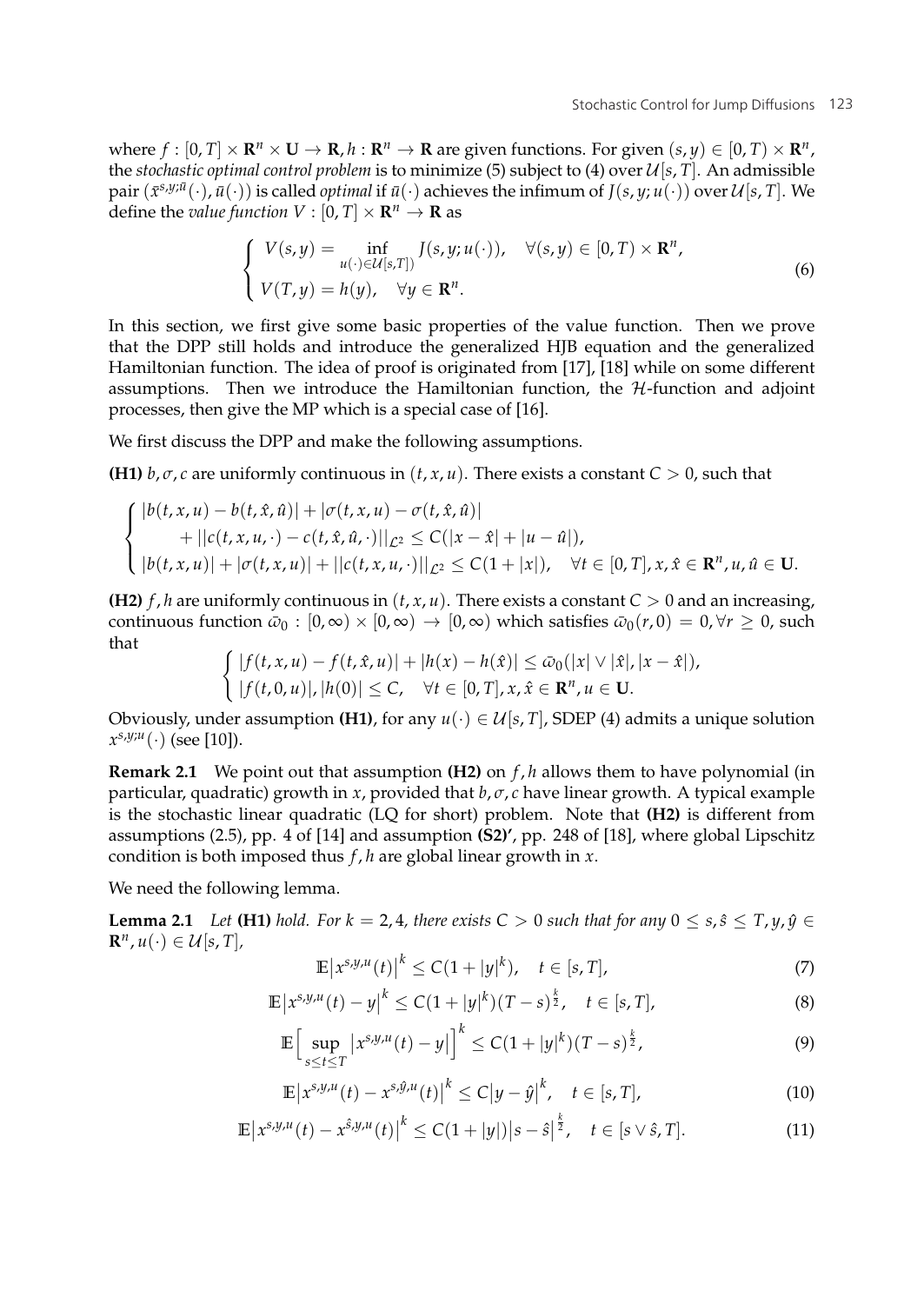where $f : [0, T] \times \mathbf{R}^n \times \mathbf{U} \to \mathbf{R}, h : \mathbf{R}^n \to \mathbf{R}$ are given functions. For given $(s, y) \in [0, T) \times \mathbf{R}^n$, the *stochastic optimal control problem* is to minimize (5) subject to (4) over $\mathcal{U}[s, T]$. An admissible pair $(\bar{x}^{s,y;\bar{u}}(\cdot), \bar{u}(\cdot))$ is called *optimal* if $\bar{u}(\cdot)$ achieves the infimum of $J(s, y; u(\cdot))$ over $\mathcal{U}[s, T]$. We define the *value function* $V : [0, T] \times \mathbf{R}^n \to \mathbf{R}$ as

$$
\begin{cases}
V(s, y) = \inf\limits_{u(\cdot) \in \mathcal{U}[s,T])} J(s, y; u(\cdot)), \quad \forall (s, y) \in [0, T) \times \mathbf{R}^n, \\
V(T, y) = h(y), \quad \forall y \in \mathbf{R}^n.
\end{cases}
\tag{6}
$$

In this section, we first give some basic properties of the value function. Then we prove that the DPP still holds and introduce the generalized HJB equation and the generalized Hamiltonian function. The idea of proof is originated from [17], [18] while on some different assumptions. Then we introduce the Hamiltonian function, the $\mathcal{H}$-function and adjoint processes, then give the MP which is a special case of [16].

We first discuss the DPP and make the following assumptions.

**(H1)** $b, \sigma, c$ are uniformly continuous in $(t, x, u)$. There exists a constant $C > 0$, such that

$$
\begin{cases}
|b(t, x, u) - b(t, \hat{x}, \hat{u})| + |\sigma(t, x, u) - \sigma(t, \hat{x}, \hat{u})| \\
\qquad + ||c(t, x, u, \cdot) - c(t, \hat{x}, \hat{u}, \cdot)||_{\mathcal{L}^2} \leq C(|x - \hat{x}| + |u - \hat{u}|), \\
|b(t, x, u)| + |\sigma(t, x, u)| + ||c(t, x, u, \cdot)||_{\mathcal{L}^2} \leq C(1 + |x|), \quad \forall t \in [0, T], x, \hat{x} \in \mathbf{R}^n, u, \hat{u} \in \mathbf{U}.
\end{cases}
$$

**(H2)** $f, h$ are uniformly continuous in $(t, x, u)$. There exists a constant $C > 0$ and an increasing, continuous function $\bar{\omega}_0 : [0, \infty) \times [0, \infty) \to [0, \infty)$ which satisfies $\bar{\omega}_0(r, 0) = 0, \forall r \geq 0$, such that

$$
\begin{cases}
|f(t, x, u) - f(t, \hat{x}, u)| + |h(x) - h(\hat{x})| \leq \bar{\omega}_0(|x| \vee |\hat{x}|, |x - \hat{x}|), \\
|f(t, 0, u)|, |h(0)| \leq C, \quad \forall t \in [0, T], x, \hat{x} \in \mathbf{R}^n, u \in \mathbf{U}.
\end{cases}
$$

Obviously, under assumption **(H1)**, for any $u(\cdot) \in \mathcal{U}[s, T]$, SDEP (4) admits a unique solution $x^{s,y;u}(\cdot)$ (see [10]).

**Remark 2.1** We point out that assumption **(H2)** on $f, h$ allows them to have polynomial (in particular, quadratic) growth in $x$, provided that $b, \sigma, c$ have linear growth. A typical example is the stochastic linear quadratic (LQ for short) problem. Note that **(H2)** is different from assumptions (2.5), pp. 4 of [14] and assumption **(S2)'**, pp. 248 of [18], where global Lipschitz condition is both imposed thus $f, h$ are global linear growth in $x$.

We need the following lemma.

**Lemma 2.1** *Let* **(H1)** *hold. For $k = 2, 4$, there exists $C > 0$ such that for any $0 \leq s, \hat{s} \leq T, y, \hat{y} \in \mathbf{R}^n, u(\cdot) \in \mathcal{U}[s, T]$,*

$$
\mathbb{E}\big|x^{s,y,u}(t)\big|^k \leq C(1 + |y|^k), \quad t \in [s, T], \tag{7}
$$

$$
\mathbb{E}\big|x^{s,y,u}(t) - y\big|^k \leq C(1 + |y|^k)(T - s)^{\frac{k}{2}}, \quad t \in [s, T], \tag{8}
$$

$$
\mathbb{E}\Big[\sup_{s \leq t \leq T} \big|x^{s,y,u}(t) - y\big|\Big]^k \leq C(1 + |y|^k)(T - s)^{\frac{k}{2}}, \tag{9}
$$

$$
\mathbb{E}\big|x^{s,y,u}(t) - x^{s,\hat{y},u}(t)\big|^k \leq C\big|y - \hat{y}\big|^k, \quad t \in [s, T], \tag{10}
$$

$$
\mathbb{E}\big|x^{s,y,u}(t) - x^{\hat{s},y,u}(t)\big|^k \leq C(1 + |y|)\big|s - \hat{s}\big|^{\frac{k}{2}}, \quad t \in [s \vee \hat{s}, T]. \tag{11}
$$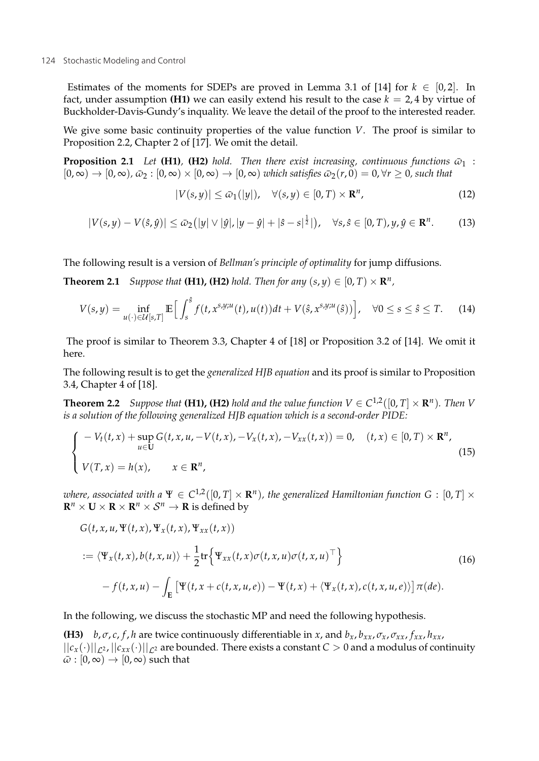Estimates of the moments for SDEPs are proved in Lemma 3.1 of [14] for $k \in [0, 2]$. In fact, under assumption **(H1)** we can easily extend his result to the case $k = 2, 4$ by virtue of Buckholder-Davis-Gundy's inquality. We leave the detail of the proof to the interested reader.

We give some basic continuity properties of the value function $V$. The proof is similar to Proposition 2.2, Chapter 2 of [17]. We omit the detail.

**Proposition 2.1** *Let* **(H1)**, **(H2)** *hold. Then there exist increasing, continuous functions* $\bar{\omega}_1 : [0, \infty) \to [0, \infty)$, $\bar{\omega}_2 : [0, \infty) \times [0, \infty) \to [0, \infty)$ *which satisfies* $\bar{\omega}_2(r, 0) = 0, \forall r \geq 0$, *such that*

$$|V(s, y)| \leq \bar{\omega}_1(|y|), \quad \forall (s, y) \in [0, T) \times \mathbf{R}^n, \tag{12}$$

$$|V(s, y) - V(\hat{s}, \hat{y})| \leq \bar{\omega}_2\big(|y| \vee |\hat{y}|, |y - \hat{y}| + |\hat{s} - s|^{\frac{1}{2}}|\big), \quad \forall s, \hat{s} \in [0, T), y, \hat{y} \in \mathbf{R}^n. \tag{13}$$

The following result is a version of *Bellman's principle of optimality* for jump diffusions.

**Theorem 2.1** *Suppose that* **(H1), (H2)** *hold. Then for any* $(s, y) \in [0, T) \times \mathbf{R}^n$,

$$V(s, y) = \inf_{u(\cdot) \in \mathcal{U}[s,T]} \mathbb{E}\Big[\int_s^{\hat{s}} f(t, x^{s,y;u}(t), u(t))dt + V(\hat{s}, x^{s,y;u}(\hat{s}))\Big], \quad \forall 0 \leq s \leq \hat{s} \leq T. \tag{14}$$

The proof is similar to Theorem 3.3, Chapter 4 of [18] or Proposition 3.2 of [14]. We omit it here.

The following result is to get the *generalized HJB equation* and its proof is similar to Proposition 3.4, Chapter 4 of [18].

**Theorem 2.2** *Suppose that* **(H1), (H2)** *hold and the value function* $V \in C^{1,2}([0, T] \times \mathbf{R}^n)$. *Then* $V$ *is a solution of the following generalized HJB equation which is a second-order PIDE:*

$$\begin{cases} -V_t(t, x) + \sup\limits_{u \in \mathbf{U}} G(t, x, u, -V(t, x), -V_x(t, x), -V_{xx}(t, x)) = 0, \quad (t, x) \in [0, T) \times \mathbf{R}^n, \\ V(T, x) = h(x), \qquad x \in \mathbf{R}^n, \end{cases} \tag{15}$$

*where, associated with a* $\Psi \in C^{1,2}([0, T] \times \mathbf{R}^n)$, *the generalized Hamiltonian function* $G : [0, T] \times \mathbf{R}^n \times \mathbf{U} \times \mathbf{R} \times \mathbf{R}^n \times \mathcal{S}^n \to \mathbf{R}$ is defined by

$$\begin{aligned} &G(t, x, u, \Psi(t, x), \Psi_x(t, x), \Psi_{xx}(t, x)) \\ &:= \langle \Psi_x(t, x), b(t, x, u) \rangle + \frac{1}{2}\mathrm{tr}\Big\{\Psi_{xx}(t, x)\sigma(t, x, u)\sigma(t, x, u)^\top\Big\} \\ &\quad - f(t, x, u) - \int_{\mathbf{E}} \left[\Psi(t, x + c(t, x, u, e)) - \Psi(t, x) + \langle \Psi_x(t, x), c(t, x, u, e) \rangle\right] \pi(de). \end{aligned} \tag{16}$$

In the following, we discuss the stochastic MP and need the following hypothesis.

**(H3)** $b, \sigma, c, f, h$ are twice continuously differentiable in $x$, and $b_x, b_{xx}, \sigma_x, \sigma_{xx}, f_{xx}, h_{xx}$, $||c_x(\cdot)||_{\mathcal{L}^2}, ||c_{xx}(\cdot)||_{\mathcal{L}^2}$ are bounded. There exists a constant $C > 0$ and a modulus of continuity $\bar{\omega} : [0, \infty) \to [0, \infty)$ such that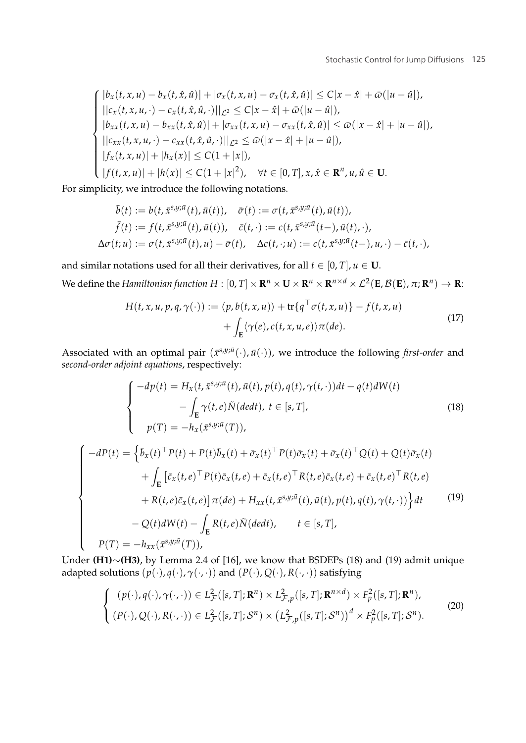$$
\begin{cases}
|b_x(t,x,u)-b_x(t,\hat{x},\hat{u})|+|\sigma_x(t,x,u)-\sigma_x(t,\hat{x},\hat{u})|\leq C|x-\hat{x}|+\bar{\omega}(|u-\hat{u}|),\\
||c_x(t,x,u,\cdot)-c_x(t,\hat{x},\hat{u},\cdot)||_{\mathcal{L}^2}\leq C|x-\hat{x}|+\bar{\omega}(|u-\hat{u}|),\\
|b_{xx}(t,x,u)-b_{xx}(t,\hat{x},\hat{u})|+|\sigma_{xx}(t,x,u)-\sigma_{xx}(t,\hat{x},\hat{u})|\leq \bar{\omega}(|x-\hat{x}|+|u-\hat{u}|),\\
||c_{xx}(t,x,u,\cdot)-c_{xx}(t,\hat{x},\hat{u},\cdot)||_{\mathcal{L}^2}\leq \bar{\omega}(|x-\hat{x}|+|u-\hat{u}|),\\
|f_x(t,x,u)|+|h_x(x)|\leq C(1+|x|),\\
|f(t,x,u)|+|h(x)|\leq C(1+|x|^2),\quad \forall t\in[0,T], x,\hat{x}\in\mathbf{R}^n, u,\hat{u}\in\mathbf{U}.
\end{cases}
$$

For simplicity, we introduce the following notations.

$$
\begin{aligned}
\bar{b}(t)&:=b(t,\bar{x}^{s,y;\bar{u}}(t),\bar{u}(t)),\quad \bar{\sigma}(t):=\sigma(t,\bar{x}^{s,y;\bar{u}}(t),\bar{u}(t)),\\
\bar{f}(t)&:=f(t,\bar{x}^{s,y;\bar{u}}(t),\bar{u}(t)),\quad \bar{c}(t,\cdot):=c(t,\bar{x}^{s,y;\bar{u}}(t-),\bar{u}(t),\cdot),\\
\Delta\sigma(t;u)&:=\sigma(t,\bar{x}^{s,y;\bar{u}}(t),u)-\bar{\sigma}(t),\quad \Delta c(t,\cdot;u):=c(t,\bar{x}^{s,y;\bar{u}}(t-),u,\cdot)-\bar{c}(t,\cdot),
\end{aligned}
$$

and similar notations used for all their derivatives, for all $t\in[0,T], u\in\mathbf{U}$.

We define the *Hamiltonian function* $H:[0,T]\times\mathbf{R}^n\times\mathbf{U}\times\mathbf{R}^n\times\mathbf{R}^{n\times d}\times\mathcal{L}^2(\mathbf{E},\mathcal{B}(\mathbf{E}),\pi;\mathbf{R}^n)\to\mathbf{R}$:

$$
\begin{aligned}
H(t,x,u,p,q,\gamma(\cdot)):=\langle p,b(t,x,u)\rangle+\mathrm{tr}\{q^\top\sigma(t,x,u)\}-f(t,x,u)\\
+\int_{\mathbf{E}}\langle\gamma(e),c(t,x,u,e)\rangle\pi(de).
\end{aligned}
\tag{17}
$$

Associated with an optimal pair $(\bar{x}^{s,y;\bar{u}}(\cdot),\bar{u}(\cdot))$, we introduce the following *first-order* and *second-order adjoint equations*, respectively:

$$
\begin{cases}
-dp(t)=H_x(t,\bar{x}^{s,y;\bar{u}}(t),\bar{u}(t),p(t),q(t),\gamma(t,\cdot))dt-q(t)dW(t)\\
\qquad\qquad -\int_{\mathbf{E}}\gamma(t,e)\tilde{N}(dedt),\ t\in[s,T],\\
p(T)=-h_x(\bar{x}^{s,y;\bar{u}}(T)),
\end{cases}
\tag{18}
$$

$$
\begin{cases}
-dP(t)=\Big\{\bar{b}_x(t)^\top P(t)+P(t)\bar{b}_x(t)+\bar{\sigma}_x(t)^\top P(t)\bar{\sigma}_x(t)+\bar{\sigma}_x(t)^\top Q(t)+Q(t)\bar{\sigma}_x(t)\\
\qquad +\int_{\mathbf{E}}\big[\bar{c}_x(t,e)^\top P(t)\bar{c}_x(t,e)+\bar{c}_x(t,e)^\top R(t,e)\bar{c}_x(t,e)+\bar{c}_x(t,e)^\top R(t,e)\\
\qquad +R(t,e)\bar{c}_x(t,e)\big]\pi(de)+H_{xx}(t,\bar{x}^{s,y;\bar{u}}(t),\bar{u}(t),p(t),q(t),\gamma(t,\cdot))\Big\}dt\\
\qquad -Q(t)dW(t)-\int_{\mathbf{E}}R(t,e)\tilde{N}(dedt),\qquad t\in[s,T],\\
P(T)=-h_{xx}(\bar{x}^{s,y;\bar{u}}(T)),
\end{cases}
\tag{19}
$$

Under **(H1)**$\sim$**(H3)**, by Lemma 2.4 of [16], we know that BSDEPs (18) and (19) admit unique adapted solutions $(p(\cdot),q(\cdot),\gamma(\cdot,\cdot))$ and $(P(\cdot),Q(\cdot),R(\cdot,\cdot))$ satisfying

$$
\begin{cases}
(p(\cdot),q(\cdot),\gamma(\cdot,\cdot))\in L^2_{\mathcal{F}}([s,T];\mathbf{R}^n)\times L^2_{\mathcal{F},p}([s,T];\mathbf{R}^{n\times d})\times F^2_p([s,T];\mathbf{R}^n),\\
(P(\cdot),Q(\cdot),R(\cdot,\cdot))\in L^2_{\mathcal{F}}([s,T];\mathcal{S}^n)\times\big(L^2_{\mathcal{F},p}([s,T];\mathcal{S}^n)\big)^d\times F^2_p([s,T];\mathcal{S}^n).
\end{cases}
\tag{20}
$$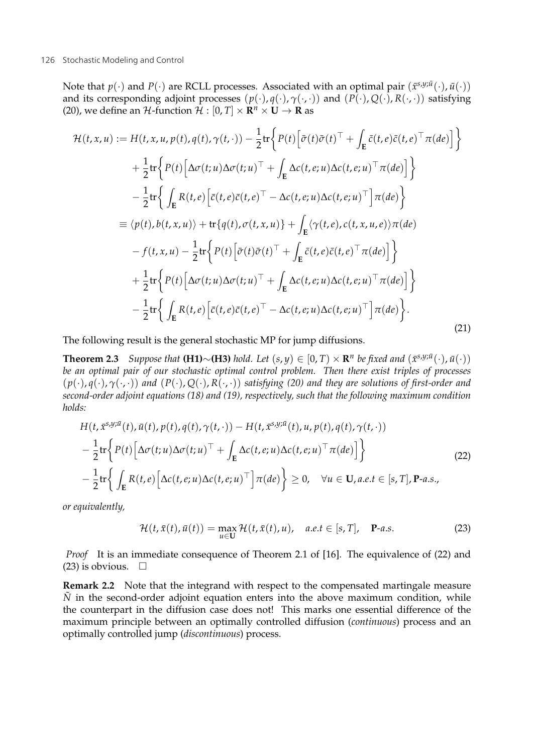Note that $p(\cdot)$ and $P(\cdot)$ are RCLL processes. Associated with an optimal pair $(\bar{x}^{s,y;\bar{u}}(\cdot), \bar{u}(\cdot))$ and its corresponding adjoint processes $(p(\cdot), q(\cdot), \gamma(\cdot,\cdot))$ and $(P(\cdot), Q(\cdot), R(\cdot,\cdot))$ satisfying (20), we define an $\mathcal{H}$-function $\mathcal{H} : [0,T] \times \mathbf{R}^n \times \mathbf{U} \to \mathbf{R}$ as

$$
\begin{aligned}
\mathcal{H}(t,x,u) :=\; & H(t,x,u,p(t),q(t),\gamma(t,\cdot)) - \frac{1}{2}\mathrm{tr}\Big\{ P(t)\Big[\bar{\sigma}(t)\bar{\sigma}(t)^\top + \int_{\mathbf{E}} \bar{c}(t,e)\bar{c}(t,e)^\top \pi(de)\Big]\Big\} \\
& + \frac{1}{2}\mathrm{tr}\Big\{ P(t)\Big[\Delta\sigma(t;u)\Delta\sigma(t;u)^\top + \int_{\mathbf{E}} \Delta c(t,e;u)\Delta c(t,e;u)^\top \pi(de)\Big]\Big\} \\
& - \frac{1}{2}\mathrm{tr}\Big\{ \int_{\mathbf{E}} R(t,e)\Big[\bar{c}(t,e)\bar{c}(t,e)^\top - \Delta c(t,e;u)\Delta c(t,e;u)^\top\Big]\pi(de)\Big\} \\
\equiv\; & \langle p(t), b(t,x,u)\rangle + \mathrm{tr}\{q(t),\sigma(t,x,u)\} + \int_{\mathbf{E}} \langle \gamma(t,e), c(t,x,u,e)\rangle \pi(de) \\
& - f(t,x,u) - \frac{1}{2}\mathrm{tr}\Big\{ P(t)\Big[\bar{\sigma}(t)\bar{\sigma}(t)^\top + \int_{\mathbf{E}} \bar{c}(t,e)\bar{c}(t,e)^\top \pi(de)\Big]\Big\} \\
& + \frac{1}{2}\mathrm{tr}\Big\{ P(t)\Big[\Delta\sigma(t;u)\Delta\sigma(t;u)^\top + \int_{\mathbf{E}} \Delta c(t,e;u)\Delta c(t,e;u)^\top \pi(de)\Big]\Big\} \\
& - \frac{1}{2}\mathrm{tr}\Big\{ \int_{\mathbf{E}} R(t,e)\Big[\bar{c}(t,e)\bar{c}(t,e)^\top - \Delta c(t,e;u)\Delta c(t,e;u)^\top\Big]\pi(de)\Big\}.
\end{aligned}
\tag{21}
$$

The following result is the general stochastic MP for jump diffusions.

**Theorem 2.3** *Suppose that* **(H1)**$\sim$**(H3)** *hold. Let $(s,y) \in [0,T) \times \mathbf{R}^n$ be fixed and $(\bar{x}^{s,y;\bar{u}}(\cdot), \bar{u}(\cdot))$ be an optimal pair of our stochastic optimal control problem. Then there exist triples of processes $(p(\cdot), q(\cdot), \gamma(\cdot,\cdot))$ and $(P(\cdot), Q(\cdot), R(\cdot,\cdot))$ satisfying (20) and they are solutions of first-order and second-order adjoint equations (18) and (19), respectively, such that the following maximum condition holds:*

$$
\begin{aligned}
& H(t,\bar{x}^{s,y;\bar{u}}(t),\bar{u}(t),p(t),q(t),\gamma(t,\cdot)) - H(t,\bar{x}^{s,y;\bar{u}}(t),u,p(t),q(t),\gamma(t,\cdot)) \\
& - \frac{1}{2}\mathrm{tr}\Big\{ P(t)\Big[\Delta\sigma(t;u)\Delta\sigma(t;u)^\top + \int_{\mathbf{E}} \Delta c(t,e;u)\Delta c(t,e;u)^\top \pi(de)\Big]\Big\} \\
& - \frac{1}{2}\mathrm{tr}\Big\{ \int_{\mathbf{E}} R(t,e)\Big[\Delta c(t,e;u)\Delta c(t,e;u)^\top\Big]\pi(de)\Big\} \geq 0, \quad \forall u \in \mathbf{U}, a.e.t \in [s,T], \mathbf{P}\text{-}a.s.,
\end{aligned}
\tag{22}
$$

*or equivalently,*

$$
\mathcal{H}(t,\bar{x}(t),\bar{u}(t)) = \max_{u \in \mathbf{U}} \mathcal{H}(t,\bar{x}(t),u), \quad a.e.t \in [s,T], \quad \mathbf{P}\text{-}a.s. \tag{23}
$$

*Proof* It is an immediate consequence of Theorem 2.1 of [16]. The equivalence of (22) and (23) is obvious. $\square$

**Remark 2.2** Note that the integrand with respect to the compensated martingale measure $\tilde{N}$ in the second-order adjoint equation enters into the above maximum condition, while the counterpart in the diffusion case does not! This marks one essential difference of the maximum principle between an optimally controlled diffusion (*continuous*) process and an optimally controlled jump (*discontinuous*) process.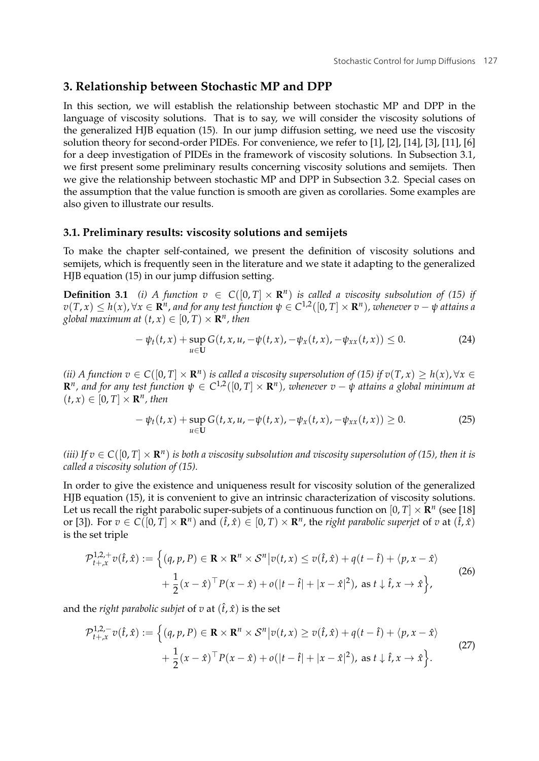## 3. Relationship between Stochastic MP and DPP

In this section, we will establish the relationship between stochastic MP and DPP in the language of viscosity solutions. That is to say, we will consider the viscosity solutions of the generalized HJB equation (15). In our jump diffusion setting, we need use the viscosity solution theory for second-order PIDEs. For convenience, we refer to [1], [2], [14], [3], [11], [6] for a deep investigation of PIDEs in the framework of viscosity solutions. In Subsection 3.1, we first present some preliminary results concerning viscosity solutions and semijets. Then we give the relationship between stochastic MP and DPP in Subsection 3.2. Special cases on the assumption that the value function is smooth are given as corollaries. Some examples are also given to illustrate our results.

### 3.1. Preliminary results: viscosity solutions and semijets

To make the chapter self-contained, we present the definition of viscosity solutions and semijets, which is frequently seen in the literature and we state it adapting to the generalized HJB equation (15) in our jump diffusion setting.

**Definition 3.1** *(i) A function $v \in C([0,T] \times \mathbf{R}^n)$ is called a viscosity subsolution of (15) if $v(T,x) \leq h(x), \forall x \in \mathbf{R}^n$, and for any test function $\psi \in C^{1,2}([0,T] \times \mathbf{R}^n)$, whenever $v - \psi$ attains a global maximum at $(t,x) \in [0,T) \times \mathbf{R}^n$, then*

$$-\psi_t(t,x) + \sup_{u \in \mathbf{U}} G(t,x,u,-\psi(t,x),-\psi_x(t,x),-\psi_{xx}(t,x)) \leq 0. \tag{24}$$

*(ii) A function $v \in C([0,T] \times \mathbf{R}^n)$ is called a viscosity supersolution of (15) if $v(T,x) \geq h(x), \forall x \in \mathbf{R}^n$, and for any test function $\psi \in C^{1,2}([0,T] \times \mathbf{R}^n)$, whenever $v - \psi$ attains a global minimum at $(t,x) \in [0,T] \times \mathbf{R}^n$, then*

$$-\psi_t(t,x) + \sup_{u \in \mathbf{U}} G(t,x,u,-\psi(t,x),-\psi_x(t,x),-\psi_{xx}(t,x)) \geq 0. \tag{25}$$

*(iii) If $v \in C([0,T] \times \mathbf{R}^n)$ is both a viscosity subsolution and viscosity supersolution of (15), then it is called a viscosity solution of (15).*

In order to give the existence and uniqueness result for viscosity solution of the generalized HJB equation (15), it is convenient to give an intrinsic characterization of viscosity solutions. Let us recall the right parabolic super-subjets of a continuous function on $[0,T] \times \mathbf{R}^n$ (see [18] or [3]). For $v \in C([0,T] \times \mathbf{R}^n)$ and $(\hat{t},\hat{x}) \in [0,T) \times \mathbf{R}^n$, the *right parabolic superjet* of $v$ at $(\hat{t},\hat{x})$ is the set triple

$$\begin{aligned}
\mathcal{P}^{1,2,+}_{t+,x} v(\hat{t},\hat{x}) := \Big\{ (q,p,P) \in \mathbf{R} \times \mathbf{R}^n \times \mathcal{S}^n \big| v(t,x) \leq v(\hat{t},\hat{x}) + q(t-\hat{t}) + \langle p, x-\hat{x} \rangle \\
+ \frac{1}{2}(x-\hat{x})^\top P(x-\hat{x}) + o(|t-\hat{t}| + |x-\hat{x}|^2), \text{ as } t \downarrow \hat{t}, x \to \hat{x} \Big\},
\end{aligned} \tag{26}$$

and the *right parabolic subjet* of $v$ at $(\hat{t},\hat{x})$ is the set

$$\begin{aligned}
\mathcal{P}^{1,2,-}_{t+,x} v(\hat{t},\hat{x}) := \Big\{ (q,p,P) \in \mathbf{R} \times \mathbf{R}^n \times \mathcal{S}^n \big| v(t,x) \geq v(\hat{t},\hat{x}) + q(t-\hat{t}) + \langle p, x-\hat{x} \rangle \\
+ \frac{1}{2}(x-\hat{x})^\top P(x-\hat{x}) + o(|t-\hat{t}| + |x-\hat{x}|^2), \text{ as } t \downarrow \hat{t}, x \to \hat{x} \Big\}.
\end{aligned} \tag{27}$$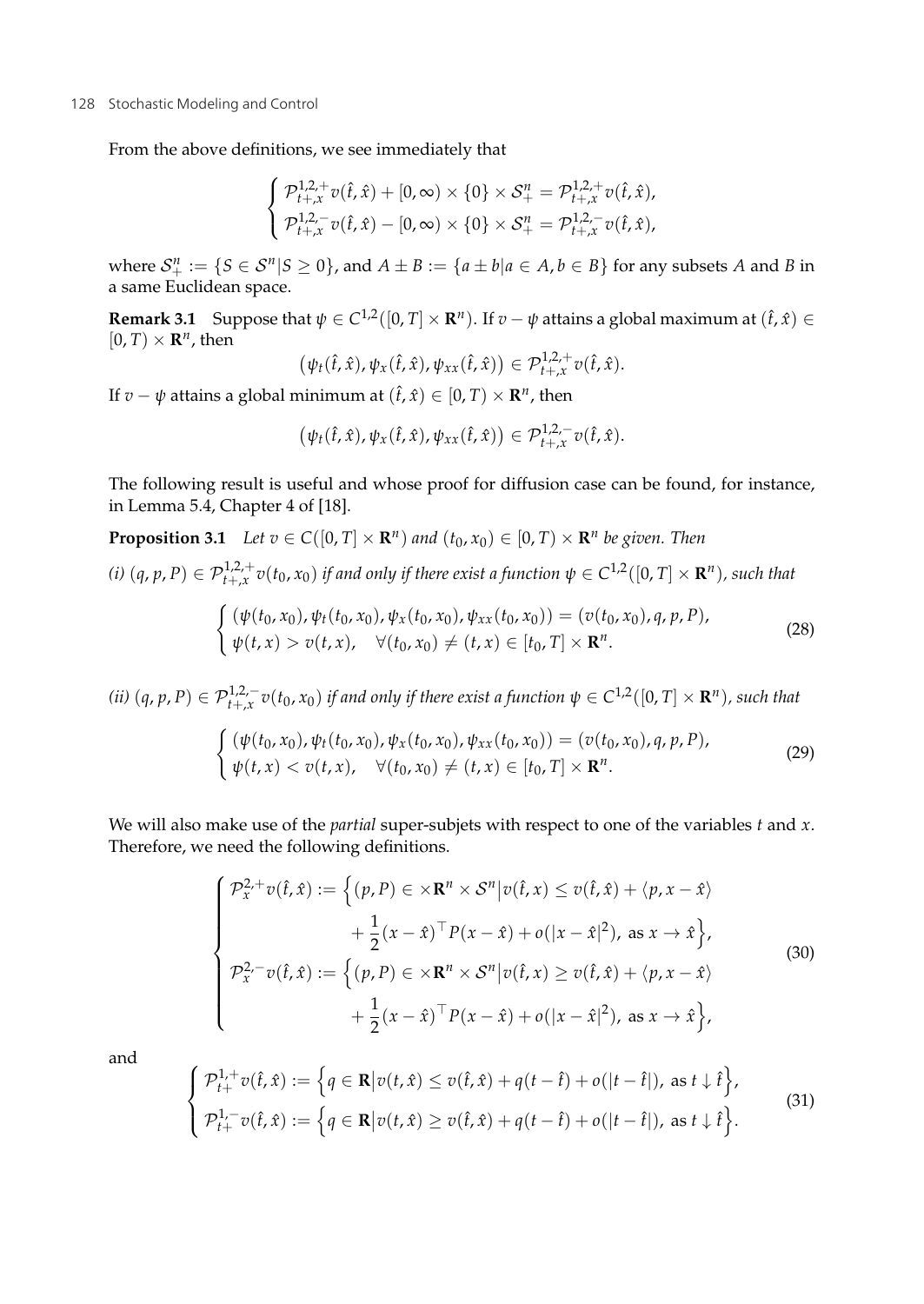From the above definitions, we see immediately that

$$\begin{cases} \mathcal{P}^{1,2,+}_{t+,x} v(\hat{t},\hat{x}) + [0,\infty) \times \{0\} \times \mathcal{S}^n_+ = \mathcal{P}^{1,2,+}_{t+,x} v(\hat{t},\hat{x}), \\ \mathcal{P}^{1,2,-}_{t+,x} v(\hat{t},\hat{x}) - [0,\infty) \times \{0\} \times \mathcal{S}^n_+ = \mathcal{P}^{1,2,-}_{t+,x} v(\hat{t},\hat{x}), \end{cases}$$

where $\mathcal{S}^n_+ := \{S \in \mathcal{S}^n | S \geq 0\}$, and $A \pm B := \{a \pm b | a \in A, b \in B\}$ for any subsets $A$ and $B$ in a same Euclidean space.

**Remark 3.1** Suppose that $\psi \in C^{1,2}([0,T] \times \mathbf{R}^n)$. If $v - \psi$ attains a global maximum at $(\hat{t},\hat{x}) \in [0,T) \times \mathbf{R}^n$, then

$$\big(\psi_t(\hat{t},\hat{x}), \psi_x(\hat{t},\hat{x}), \psi_{xx}(\hat{t},\hat{x})\big) \in \mathcal{P}^{1,2,+}_{t+,x} v(\hat{t},\hat{x}).$$

If $v - \psi$ attains a global minimum at $(\hat{t},\hat{x}) \in [0,T) \times \mathbf{R}^n$, then

$$\big(\psi_t(\hat{t},\hat{x}), \psi_x(\hat{t},\hat{x}), \psi_{xx}(\hat{t},\hat{x})\big) \in \mathcal{P}^{1,2,-}_{t+,x} v(\hat{t},\hat{x}).$$

The following result is useful and whose proof for diffusion case can be found, for instance, in Lemma 5.4, Chapter 4 of [18].

**Proposition 3.1** *Let $v \in C([0,T] \times \mathbf{R}^n)$ and $(t_0,x_0) \in [0,T) \times \mathbf{R}^n$ be given. Then*

*(i) $(q,p,P) \in \mathcal{P}^{1,2,+}_{t+,x} v(t_0,x_0)$ if and only if there exist a function $\psi \in C^{1,2}([0,T] \times \mathbf{R}^n)$, such that*

$$\begin{cases} (\psi(t_0,x_0), \psi_t(t_0,x_0), \psi_x(t_0,x_0), \psi_{xx}(t_0,x_0)) = (v(t_0,x_0), q, p, P), \\ \psi(t,x) > v(t,x), \quad \forall (t_0,x_0) \neq (t,x) \in [t_0,T] \times \mathbf{R}^n. \end{cases} \tag{28}$$

*(ii) $(q,p,P) \in \mathcal{P}^{1,2,-}_{t+,x} v(t_0,x_0)$ if and only if there exist a function $\psi \in C^{1,2}([0,T] \times \mathbf{R}^n)$, such that*

$$\begin{cases} (\psi(t_0,x_0), \psi_t(t_0,x_0), \psi_x(t_0,x_0), \psi_{xx}(t_0,x_0)) = (v(t_0,x_0), q, p, P), \\ \psi(t,x) < v(t,x), \quad \forall (t_0,x_0) \neq (t,x) \in [t_0,T] \times \mathbf{R}^n. \end{cases} \tag{29}$$

We will also make use of the *partial* super-subjets with respect to one of the variables $t$ and $x$. Therefore, we need the following definitions.

$$\begin{cases} \mathcal{P}^{2,+}_{x} v(\hat{t},\hat{x}) := \Big\{ (p,P) \in \times \mathbf{R}^n \times \mathcal{S}^n \big| v(\hat{t},x) \leq v(\hat{t},\hat{x}) + \langle p, x - \hat{x} \rangle \\ \qquad\qquad + \dfrac{1}{2}(x-\hat{x})^\top P (x - \hat{x}) + o(|x-\hat{x}|^2), \text{ as } x \to \hat{x} \Big\}, \\ \mathcal{P}^{2,-}_{x} v(\hat{t},\hat{x}) := \Big\{ (p,P) \in \times \mathbf{R}^n \times \mathcal{S}^n \big| v(\hat{t},x) \geq v(\hat{t},\hat{x}) + \langle p, x - \hat{x} \rangle \\ \qquad\qquad + \dfrac{1}{2}(x-\hat{x})^\top P (x - \hat{x}) + o(|x-\hat{x}|^2), \text{ as } x \to \hat{x} \Big\}, \end{cases} \tag{30}$$

and

$$\begin{cases} \mathcal{P}^{1,+}_{t+} v(\hat{t},\hat{x}) := \Big\{ q \in \mathbf{R} \big| v(t,\hat{x}) \leq v(\hat{t},\hat{x}) + q(t-\hat{t}) + o(|t-\hat{t}|), \text{ as } t \downarrow \hat{t} \Big\}, \\ \mathcal{P}^{1,-}_{t+} v(\hat{t},\hat{x}) := \Big\{ q \in \mathbf{R} \big| v(t,\hat{x}) \geq v(\hat{t},\hat{x}) + q(t-\hat{t}) + o(|t-\hat{t}|), \text{ as } t \downarrow \hat{t} \Big\}. \end{cases} \tag{31}$$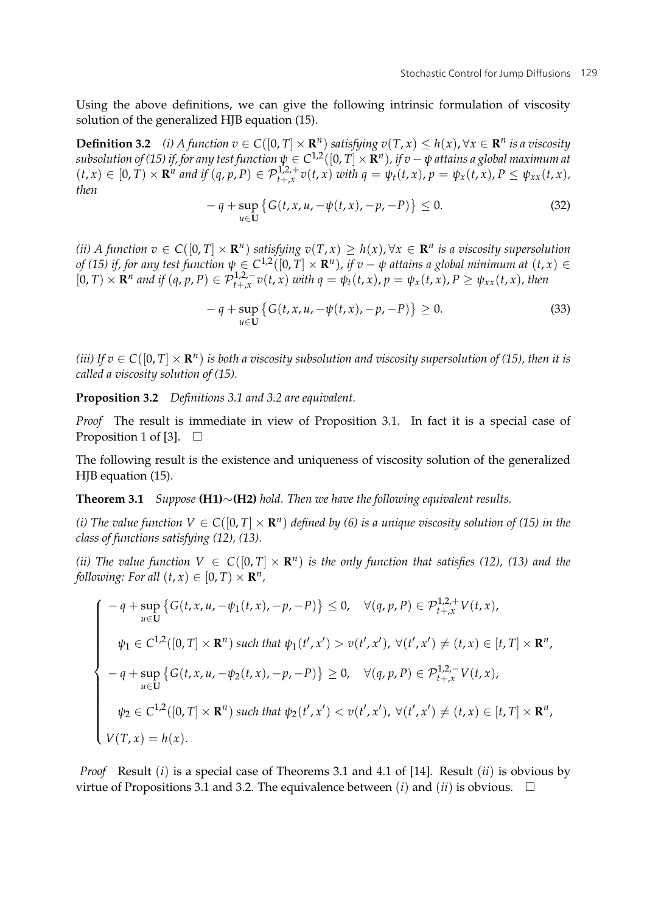Using the above definitions, we can give the following intrinsic formulation of viscosity solution of the generalized HJB equation (15).

**Definition 3.2** *(i) A function $v \in C([0,T] \times \mathbf{R}^n)$ satisfying $v(T,x) \leq h(x), \forall x \in \mathbf{R}^n$ is a viscosity subsolution of (15) if, for any test function $\psi \in C^{1,2}([0,T] \times \mathbf{R}^n)$, if $v - \psi$ attains a global maximum at $(t,x) \in [0,T) \times \mathbf{R}^n$ and if $(q,p,P) \in \mathcal{P}^{1,2,+}_{t+,x} v(t,x)$ with $q = \psi_t(t,x), p = \psi_x(t,x), P \leq \psi_{xx}(t,x)$, then*

$$
-q + \sup_{u \in \mathbf{U}} \left\{ G(t,x,u,-\psi(t,x),-p,-P) \right\} \leq 0. \tag{32}
$$

*(ii) A function $v \in C([0,T] \times \mathbf{R}^n)$ satisfying $v(T,x) \geq h(x), \forall x \in \mathbf{R}^n$ is a viscosity supersolution of (15) if, for any test function $\psi \in C^{1,2}([0,T] \times \mathbf{R}^n)$, if $v - \psi$ attains a global minimum at $(t,x) \in [0,T) \times \mathbf{R}^n$ and if $(q,p,P) \in \mathcal{P}^{1,2,-}_{t+,x} v(t,x)$ with $q = \psi_t(t,x), p = \psi_x(t,x), P \geq \psi_{xx}(t,x)$, then*

$$
-q + \sup_{u \in \mathbf{U}} \left\{ G(t,x,u,-\psi(t,x),-p,-P) \right\} \geq 0. \tag{33}
$$

*(iii) If $v \in C([0,T] \times \mathbf{R}^n)$ is both a viscosity subsolution and viscosity supersolution of (15), then it is called a viscosity solution of (15).*

**Proposition 3.2** *Definitions 3.1 and 3.2 are equivalent.*

*Proof* The result is immediate in view of Proposition 3.1. In fact it is a special case of Proposition 1 of [3]. $\square$

The following result is the existence and uniqueness of viscosity solution of the generalized HJB equation (15).

**Theorem 3.1** *Suppose* **(H1)**$\sim$**(H2)** *hold. Then we have the following equivalent results.*

*(i) The value function $V \in C([0,T] \times \mathbf{R}^n)$ defined by (6) is a unique viscosity solution of (15) in the class of functions satisfying (12), (13).*

*(ii) The value function $V \in C([0,T] \times \mathbf{R}^n)$ is the only function that satisfies (12), (13) and the following: For all $(t,x) \in [0,T) \times \mathbf{R}^n$,*

$$
\begin{cases}
-q + \sup\limits_{u \in \mathbf{U}} \left\{ G(t,x,u,-\psi_1(t,x),-p,-P) \right\} \leq 0, \quad \forall (q,p,P) \in \mathcal{P}^{1,2,+}_{t+,x} V(t,x), \\[2ex]
\quad \psi_1 \in C^{1,2}([0,T] \times \mathbf{R}^n) \text{ such that } \psi_1(t',x') > v(t',x'), \ \forall (t',x') \neq (t,x) \in [t,T] \times \mathbf{R}^n, \\[2ex]
-q + \sup\limits_{u \in \mathbf{U}} \left\{ G(t,x,u,-\psi_2(t,x),-p,-P) \right\} \geq 0, \quad \forall (q,p,P) \in \mathcal{P}^{1,2,-}_{t+,x} V(t,x), \\[2ex]
\quad \psi_2 \in C^{1,2}([0,T] \times \mathbf{R}^n) \text{ such that } \psi_2(t',x') < v(t',x'), \ \forall (t',x') \neq (t,x) \in [t,T] \times \mathbf{R}^n, \\[2ex]
V(T,x) = h(x).
\end{cases}
$$

*Proof* Result $(i)$ is a special case of Theorems 3.1 and 4.1 of [14]. Result $(ii)$ is obvious by virtue of Propositions 3.1 and 3.2. The equivalence between $(i)$ and $(ii)$ is obvious. $\square$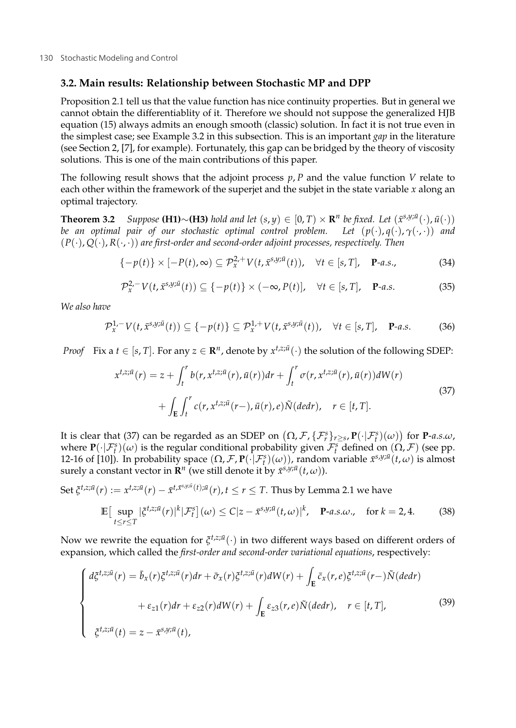### 3.2. Main results: Relationship between Stochastic MP and DPP

Proposition 2.1 tell us that the value function has nice continuity properties. But in general we cannot obtain the differentiablity of it. Therefore we should not suppose the generalized HJB equation (15) always admits an enough smooth (classic) solution. In fact it is not true even in the simplest case; see Example 3.2 in this subsection. This is an important *gap* in the literature (see Section 2, [7], for example). Fortunately, this gap can be bridged by the theory of viscosity solutions. This is one of the main contributions of this paper.

The following result shows that the adjoint process $p, P$ and the value function $V$ relate to each other within the framework of the superjet and the subjet in the state variable $x$ along an optimal trajectory.

**Theorem 3.2** *Suppose* **(H1)**$\sim$**(H3)** *hold and let* $(s, y) \in [0, T) \times \mathbf{R}^n$ *be fixed. Let* $(\bar{x}^{s,y;\bar{u}}(\cdot), \bar{u}(\cdot))$ *be an optimal pair of our stochastic optimal control problem. Let* $(p(\cdot), q(\cdot), \gamma(\cdot, \cdot))$ *and* $(P(\cdot), Q(\cdot), R(\cdot, \cdot))$ *are first-order and second-order adjoint processes, respectively. Then*

$$\{-p(t)\} \times [-P(t), \infty) \subseteq \mathcal{P}_x^{2,+} V(t, \bar{x}^{s,y;\bar{u}}(t)), \quad \forall t \in [s, T], \quad \mathbf{P}\text{-}a.s., \tag{34}$$

$$\mathcal{P}_x^{2,-} V(t, \bar{x}^{s,y;\bar{u}}(t)) \subseteq \{-p(t)\} \times (-\infty, P(t)], \quad \forall t \in [s, T], \quad \mathbf{P}\text{-}a.s. \tag{35}$$

*We also have*

$$\mathcal{P}_x^{1,-} V(t, \bar{x}^{s,y;\bar{u}}(t)) \subseteq \{-p(t)\} \subseteq \mathcal{P}_x^{1,+} V(t, \bar{x}^{s,y;\bar{u}}(t)), \quad \forall t \in [s, T], \quad \mathbf{P}\text{-}a.s. \tag{36}$$

*Proof* Fix a $t \in [s, T]$. For any $z \in \mathbf{R}^n$, denote by $x^{t,z;\bar{u}}(\cdot)$ the solution of the following SDEP:

$$\begin{aligned} x^{t,z;\bar{u}}(r) &= z + \int_t^r b(r, x^{t,z;\bar{u}}(r), \bar{u}(r))dr + \int_t^r \sigma(r, x^{t,z;\bar{u}}(r), \bar{u}(r))dW(r) \\ &\quad + \int_{\mathbf{E}} \int_t^r c(r, x^{t,z;\bar{u}}(r-), \bar{u}(r), e)\tilde{N}(dedr), \quad r \in [t, T]. \end{aligned} \tag{37}$$

It is clear that (37) can be regarded as an SDEP on $\left(\Omega, \mathcal{F}, \{\mathcal{F}_r^s\}_{r \geq s}, \mathbf{P}(\cdot|\mathcal{F}_t^s)(\omega)\right)$ for $\mathbf{P}$-$a.s.\omega$, where $\mathbf{P}(\cdot|\mathcal{F}_t^s)(\omega)$ is the regular conditional probability given $\mathcal{F}_t^s$ defined on $(\Omega, \mathcal{F})$ (see pp. 12-16 of [10]). In probability space $(\Omega, \mathcal{F}, \mathbf{P}(\cdot|\mathcal{F}_t^s)(\omega))$, random variable $\bar{x}^{s,y;\bar{u}}(t, \omega)$ is almost surely a constant vector in $\mathbf{R}^n$ (we still denote it by $\bar{x}^{s,y;\bar{u}}(t, \omega)$).

Set $\xi^{t,z;\bar{u}}(r) := x^{t,z;\bar{u}}(r) - \bar{x}^{t,\bar{x}^{s,y;\bar{u}}(t);\bar{u}}(r), t \leq r \leq T$. Thus by Lemma 2.1 we have

$$\mathbb{E}\big[\sup_{t \leq r \leq T} |\xi^{t,z;\bar{u}}(r)|^k |\mathcal{F}_t^s\big](\omega) \leq C|z - \bar{x}^{s,y;\bar{u}}(t, \omega)|^k, \quad \mathbf{P}\text{-}a.s.\omega., \quad \text{for } k = 2, 4. \tag{38}$$

Now we rewrite the equation for $\xi^{t,z;\bar{u}}(\cdot)$ in two different ways based on different orders of expansion, which called the *first-order and second-order variational equations*, respectively:

$$\begin{cases} d\xi^{t,z;\bar{u}}(r) = \bar{b}_x(r)\xi^{t,z;\bar{u}}(r)dr + \bar{\sigma}_x(r)\xi^{t,z;\bar{u}}(r)dW(r) + \displaystyle\int_{\mathbf{E}} \bar{c}_x(r, e)\xi^{t,z;\bar{u}}(r-)\tilde{N}(dedr) \\ \qquad\qquad + \varepsilon_{z1}(r)dr + \varepsilon_{z2}(r)dW(r) + \displaystyle\int_{\mathbf{E}} \varepsilon_{z3}(r, e)\tilde{N}(dedr), \quad r \in [t, T], \\ \xi^{t,z;\bar{u}}(t) = z - \bar{x}^{s,y;\bar{u}}(t), \end{cases} \tag{39}$$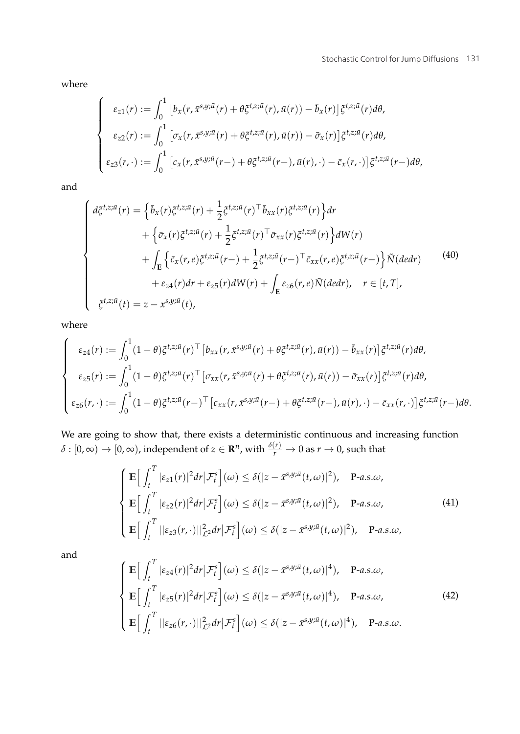where

$$
\begin{cases}
\varepsilon_{z1}(r) := \displaystyle\int_0^1 \big[b_x(r, \bar{x}^{s,y;\bar{u}}(r) + \theta\xi^{t,z;\bar{u}}(r), \bar{u}(r)) - \bar{b}_x(r)\big]\xi^{t,z;\bar{u}}(r)d\theta, \\
\varepsilon_{z2}(r) := \displaystyle\int_0^1 \big[\sigma_x(r, \bar{x}^{s,y;\bar{u}}(r) + \theta\xi^{t,z;\bar{u}}(r), \bar{u}(r)) - \bar{\sigma}_x(r)\big]\xi^{t,z;\bar{u}}(r)d\theta, \\
\varepsilon_{z3}(r,\cdot) := \displaystyle\int_0^1 \big[c_x(r, \bar{x}^{s,y;\bar{u}}(r-) + \theta\xi^{t,z;\bar{u}}(r-), \bar{u}(r), \cdot) - \bar{c}_x(r,\cdot)\big]\xi^{t,z;\bar{u}}(r-)d\theta,
\end{cases}
$$

and

$$
\begin{cases}
d\xi^{t,z;\bar{u}}(r) = \Big\{\bar{b}_x(r)\xi^{t,z;\bar{u}}(r) + \dfrac{1}{2}\xi^{t,z;\bar{u}}(r)^\top \bar{b}_{xx}(r)\xi^{t,z;\bar{u}}(r)\Big\}dr \\
\qquad\qquad + \Big\{\bar{\sigma}_x(r)\xi^{t,z;\bar{u}}(r) + \dfrac{1}{2}\xi^{t,z;\bar{u}}(r)^\top \bar{\sigma}_{xx}(r)\xi^{t,z;\bar{u}}(r)\Big\}dW(r) \\
\qquad\qquad + \displaystyle\int_{\mathbf{E}} \Big\{\bar{c}_x(r,e)\xi^{t,z;\bar{u}}(r-) + \dfrac{1}{2}\xi^{t,z;\bar{u}}(r-)^\top \bar{c}_{xx}(r,e)\xi^{t,z;\bar{u}}(r-)\Big\}\tilde{N}(dedr) \\
\qquad\qquad + \varepsilon_{z4}(r)dr + \varepsilon_{z5}(r)dW(r) + \displaystyle\int_{\mathbf{E}} \varepsilon_{z6}(r,e)\tilde{N}(dedr), \quad r \in [t,T], \\
\xi^{t,z;\bar{u}}(t) = z - x^{s,y;\bar{u}}(t),
\end{cases}
\tag{40}
$$

where

$$
\begin{cases}
\varepsilon_{z4}(r) := \displaystyle\int_0^1 (1-\theta)\xi^{t,z;\bar{u}}(r)^\top \big[b_{xx}(r, \bar{x}^{s,y;\bar{u}}(r) + \theta\xi^{t,z;\bar{u}}(r), \bar{u}(r)) - \bar{b}_{xx}(r)\big]\xi^{t,z;\bar{u}}(r)d\theta, \\
\varepsilon_{z5}(r) := \displaystyle\int_0^1 (1-\theta)\xi^{t,z;\bar{u}}(r)^\top \big[\sigma_{xx}(r, \bar{x}^{s,y;\bar{u}}(r) + \theta\xi^{t,z;\bar{u}}(r), \bar{u}(r)) - \bar{\sigma}_{xx}(r)\big]\xi^{t,z;\bar{u}}(r)d\theta, \\
\varepsilon_{z6}(r,\cdot) := \displaystyle\int_0^1 (1-\theta)\xi^{t,z;\bar{u}}(r-)^\top \big[c_{xx}(r, \bar{x}^{s,y;\bar{u}}(r-) + \theta\xi^{t,z;\bar{u}}(r-), \bar{u}(r), \cdot) - \bar{c}_{xx}(r,\cdot)\big]\xi^{t,z;\bar{u}}(r-)d\theta.
\end{cases}
$$

We are going to show that, there exists a deterministic continuous and increasing function $\delta : [0,\infty) \to [0,\infty)$, independent of $z \in \mathbf{R}^n$, with $\frac{\delta(r)}{r} \to 0$ as $r \to 0$, such that

$$
\begin{cases}
\mathbb{E}\Big[\displaystyle\int_t^T |\varepsilon_{z1}(r)|^2 dr \Big| \mathcal{F}_t^s\Big](\omega) \leq \delta(|z - \bar{x}^{s,y;\bar{u}}(t,\omega)|^2), \quad \mathbf{P}\text{-}a.s.\omega, \\
\mathbb{E}\Big[\displaystyle\int_t^T |\varepsilon_{z2}(r)|^2 dr \Big| \mathcal{F}_t^s\Big](\omega) \leq \delta(|z - \bar{x}^{s,y;\bar{u}}(t,\omega)|^2), \quad \mathbf{P}\text{-}a.s.\omega, \\
\mathbb{E}\Big[\displaystyle\int_t^T ||\varepsilon_{z3}(r,\cdot)||_{\mathcal{L}^2}^2 dr \Big| \mathcal{F}_t^s\Big](\omega) \leq \delta(|z - \bar{x}^{s,y;\bar{u}}(t,\omega)|^2), \quad \mathbf{P}\text{-}a.s.\omega,
\end{cases}
\tag{41}
$$

and

$$
\begin{cases}
\mathbb{E}\Big[\displaystyle\int_t^T |\varepsilon_{z4}(r)|^2 dr \Big| \mathcal{F}_t^s\Big](\omega) \leq \delta(|z - \bar{x}^{s,y;\bar{u}}(t,\omega)|^4), \quad \mathbf{P}\text{-}a.s.\omega, \\
\mathbb{E}\Big[\displaystyle\int_t^T |\varepsilon_{z5}(r)|^2 dr \Big| \mathcal{F}_t^s\Big](\omega) \leq \delta(|z - \bar{x}^{s,y;\bar{u}}(t,\omega)|^4), \quad \mathbf{P}\text{-}a.s.\omega, \\
\mathbb{E}\Big[\displaystyle\int_t^T ||\varepsilon_{z6}(r,\cdot)||_{\mathcal{L}^2}^2 dr \Big| \mathcal{F}_t^s\Big](\omega) \leq \delta(|z - \bar{x}^{s,y;\bar{u}}(t,\omega)|^4), \quad \mathbf{P}\text{-}a.s.\omega.
\end{cases}
\tag{42}
$$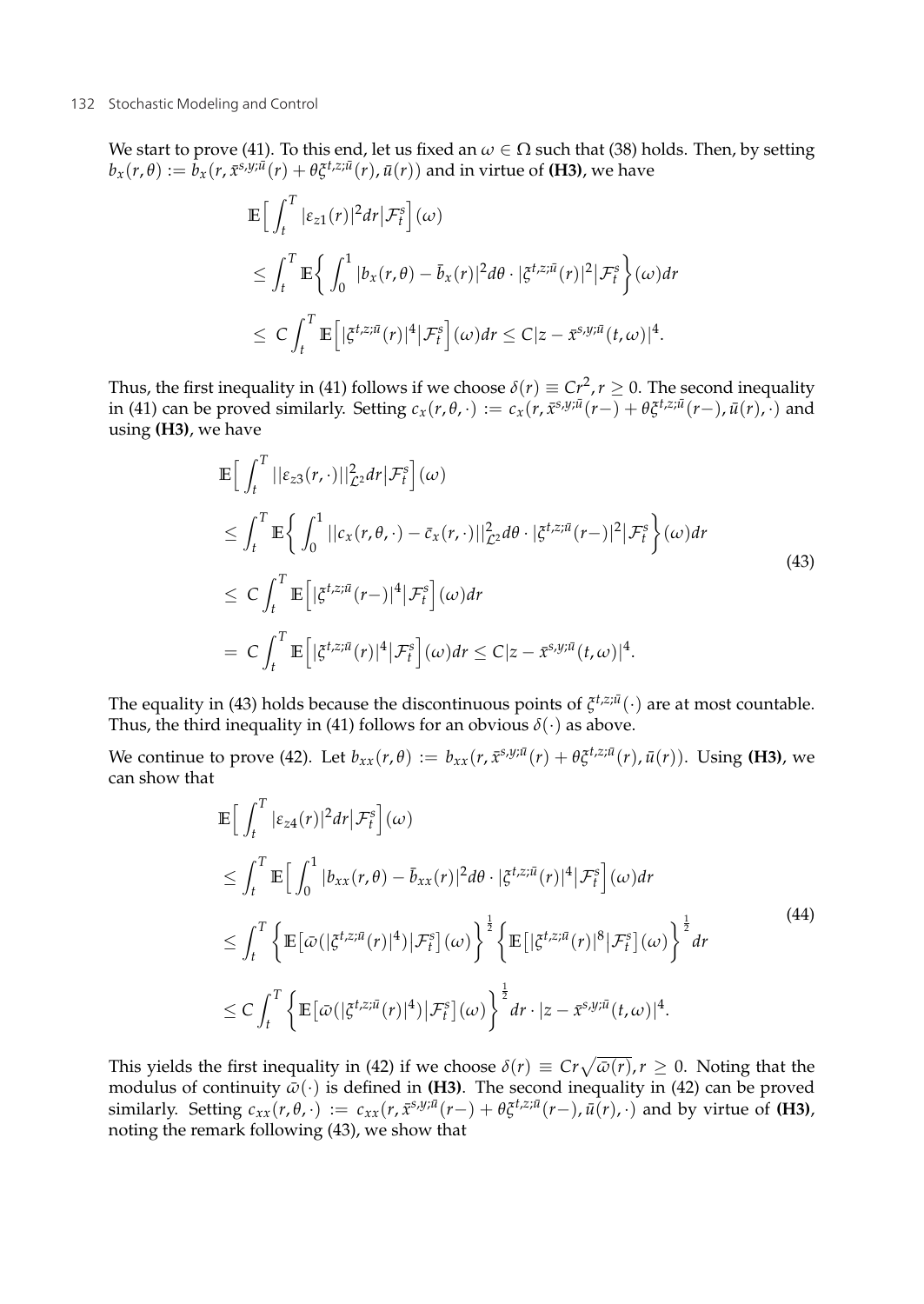We start to prove (41). To this end, let us fixed an $\omega \in \Omega$ such that (38) holds. Then, by setting $b_x(r,\theta) := b_x(r, \bar{x}^{s,y;\bar{u}}(r) + \theta\xi^{t,z;\bar{u}}(r), \bar{u}(r))$ and in virtue of **(H3)**, we have

$$
\begin{aligned}
&\mathbb{E}\Big[\int_t^T |\varepsilon_{z1}(r)|^2 dr \big| \mathcal{F}_t^s\Big](\omega) \\
&\leq \int_t^T \mathbb{E}\bigg\{\int_0^1 |b_x(r,\theta) - \bar{b}_x(r)|^2 d\theta \cdot |\xi^{t,z;\bar{u}}(r)|^2 \big| \mathcal{F}_t^s\bigg\}(\omega) dr \\
&\leq C\int_t^T \mathbb{E}\Big[|\xi^{t,z;\bar{u}}(r)|^4 \big| \mathcal{F}_t^s\Big](\omega) dr \leq C|z - \bar{x}^{s,y;\bar{u}}(t,\omega)|^4.
\end{aligned}
$$

Thus, the first inequality in (41) follows if we choose $\delta(r) \equiv Cr^2, r \geq 0$. The second inequality in (41) can be proved similarly. Setting $c_x(r,\theta,\cdot) := c_x(r, \bar{x}^{s,y;\bar{u}}(r-) + \theta\xi^{t,z;\bar{u}}(r-), \bar{u}(r), \cdot)$ and using **(H3)**, we have

$$
\begin{aligned}
&\mathbb{E}\Big[\int_t^T ||\varepsilon_{z3}(r,\cdot)||^2_{\mathcal{L}^2} dr \big| \mathcal{F}_t^s\Big](\omega) \\
&\leq \int_t^T \mathbb{E}\bigg\{\int_0^1 ||c_x(r,\theta,\cdot) - \bar{c}_x(r,\cdot)||^2_{\mathcal{L}^2} d\theta \cdot |\xi^{t,z;\bar{u}}(r-)|^2 \big| \mathcal{F}_t^s\bigg\}(\omega) dr \\
&\leq C\int_t^T \mathbb{E}\Big[|\xi^{t,z;\bar{u}}(r-)|^4 \big| \mathcal{F}_t^s\Big](\omega) dr \\
&= C\int_t^T \mathbb{E}\Big[|\xi^{t,z;\bar{u}}(r)|^4 \big| \mathcal{F}_t^s\Big](\omega) dr \leq C|z - \bar{x}^{s,y;\bar{u}}(t,\omega)|^4.
\end{aligned} \tag{43}
$$

The equality in (43) holds because the discontinuous points of $\xi^{t,z;\bar{u}}(\cdot)$ are at most countable. Thus, the third inequality in (41) follows for an obvious $\delta(\cdot)$ as above.

We continue to prove (42). Let $b_{xx}(r,\theta) := b_{xx}(r, \bar{x}^{s,y;\bar{u}}(r) + \theta\xi^{t,z;\bar{u}}(r), \bar{u}(r))$. Using **(H3)**, we can show that

$$
\begin{aligned}
&\mathbb{E}\Big[\int_t^T |\varepsilon_{z4}(r)|^2 dr \big| \mathcal{F}_t^s\Big](\omega) \\
&\leq \int_t^T \mathbb{E}\Big[\int_0^1 |b_{xx}(r,\theta) - \bar{b}_{xx}(r)|^2 d\theta \cdot |\xi^{t,z;\bar{u}}(r)|^4 \big| \mathcal{F}_t^s\Big](\omega) dr \\
&\leq \int_t^T \Big\{\mathbb{E}\big[\bar{\omega}(|\xi^{t,z;\bar{u}}(r)|^4) \big| \mathcal{F}_t^s\big](\omega)\Big\}^{\frac{1}{2}} \Big\{\mathbb{E}\big[|\xi^{t,z;\bar{u}}(r)|^8 \big| \mathcal{F}_t^s\big](\omega)\Big\}^{\frac{1}{2}} dr \\
&\leq C\int_t^T \Big\{\mathbb{E}\big[\bar{\omega}(|\xi^{t,z;\bar{u}}(r)|^4) \big| \mathcal{F}_t^s\big](\omega)\Big\}^{\frac{1}{2}} dr \cdot |z - \bar{x}^{s,y;\bar{u}}(t,\omega)|^4.
\end{aligned} \tag{44}
$$

This yields the first inequality in (42) if we choose $\delta(r) \equiv Cr\sqrt{\bar{\omega}(r)}, r \geq 0$. Noting that the modulus of continuity $\bar{\omega}(\cdot)$ is defined in **(H3)**. The second inequality in (42) can be proved similarly. Setting $c_{xx}(r,\theta,\cdot) := c_{xx}(r, \bar{x}^{s,y;\bar{u}}(r-) + \theta\xi^{t,z;\bar{u}}(r-), \bar{u}(r), \cdot)$ and by virtue of **(H3)**, noting the remark following (43), we show that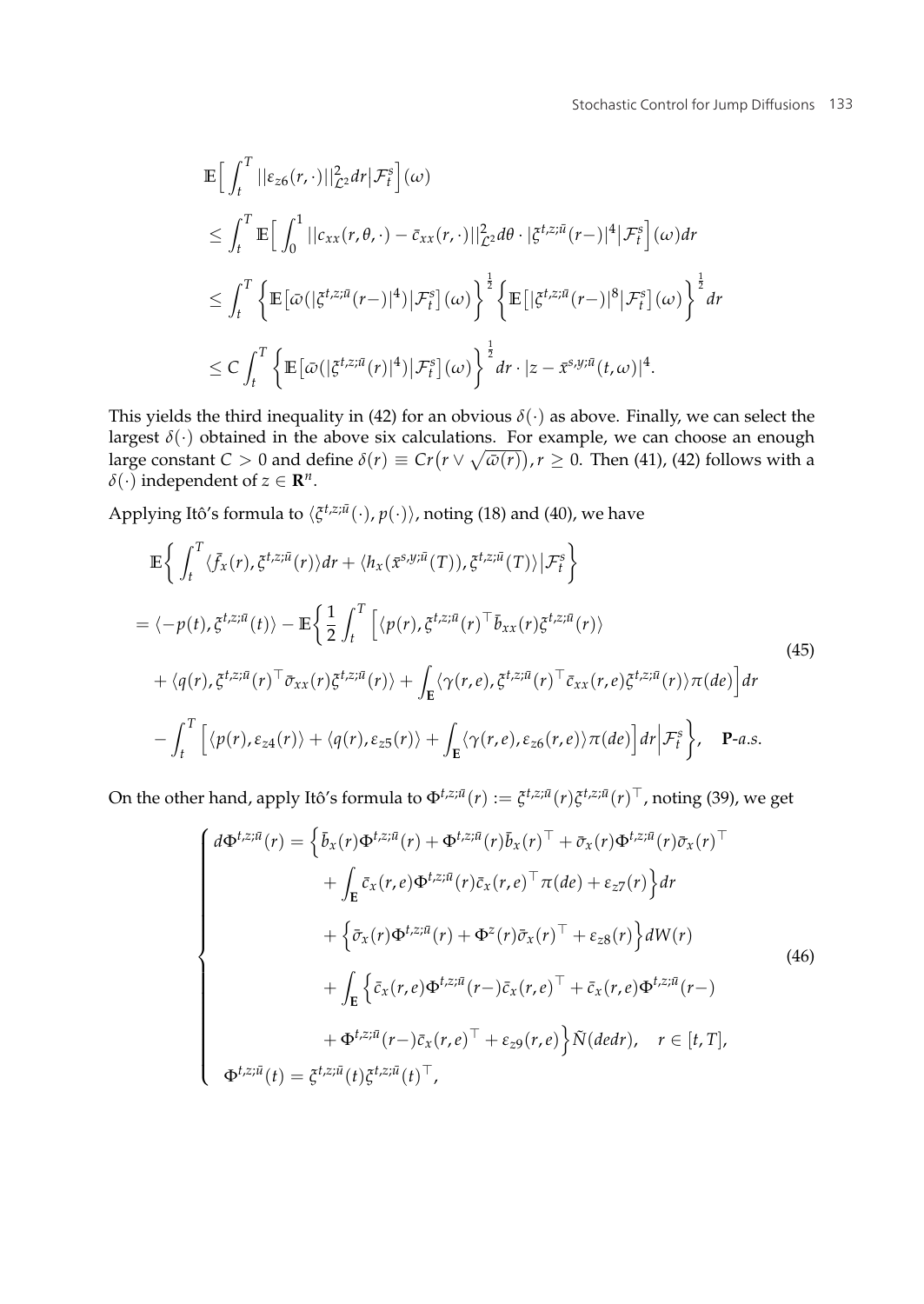$$
\begin{aligned}
&\mathbb{E}\Big[\int_t^T ||\varepsilon_{z6}(r,\cdot)||^2_{\mathcal{L}^2}dr\big|\mathcal{F}_t^s\Big](\omega)\\
&\leq \int_t^T \mathbb{E}\Big[\int_0^1 ||c_{xx}(r,\theta,\cdot)-\bar{c}_{xx}(r,\cdot)||^2_{\mathcal{L}^2}d\theta\cdot|\xi^{t,z;\bar{u}}(r-)|^4\big|\mathcal{F}_t^s\Big](\omega)dr\\
&\leq \int_t^T \Big\{\mathbb{E}\big[\bar{\omega}(|\xi^{t,z;\bar{u}}(r-)|^4)\big|\mathcal{F}_t^s\big](\omega)\Big\}^{\frac{1}{2}}\Big\{\mathbb{E}\big[|\xi^{t,z;\bar{u}}(r-)|^8\big|\mathcal{F}_t^s\big](\omega)\Big\}^{\frac{1}{2}}dr\\
&\leq C\int_t^T \Big\{\mathbb{E}\big[\bar{\omega}(|\xi^{t,z;\bar{u}}(r)|^4)\big|\mathcal{F}_t^s\big](\omega)\Big\}^{\frac{1}{2}}dr\cdot|z-\bar{x}^{s,y;\bar{u}}(t,\omega)|^4.
\end{aligned}
$$

This yields the third inequality in (42) for an obvious $\delta(\cdot)$ as above. Finally, we can select the largest $\delta(\cdot)$ obtained in the above six calculations. For example, we can choose an enough large constant $C>0$ and define $\delta(r)\equiv Cr\big(r\vee\sqrt{\bar{\omega}(r)}\big), r\geq 0$. Then (41), (42) follows with a $\delta(\cdot)$ independent of $z\in\mathbf{R}^n$.

Applying Itô's formula to $\langle\xi^{t,z;\bar{u}}(\cdot),p(\cdot)\rangle$, noting (18) and (40), we have

$$
\begin{aligned}
&\mathbb{E}\Big\{\int_t^T\langle\bar{f}_x(r),\xi^{t,z;\bar{u}}(r)\rangle dr+\langle h_x(\bar{x}^{s,y;\bar{u}}(T)),\xi^{t,z;\bar{u}}(T)\rangle\big|\mathcal{F}_t^s\Big\}\\
&=\langle -p(t),\xi^{t,z;\bar{u}}(t)\rangle-\mathbb{E}\Big\{\frac{1}{2}\int_t^T\Big[\langle p(r),\xi^{t,z;\bar{u}}(r)^\top\bar{b}_{xx}(r)\xi^{t,z;\bar{u}}(r)\rangle\\
&\quad+\langle q(r),\xi^{t,z;\bar{u}}(r)^\top\bar{\sigma}_{xx}(r)\xi^{t,z;\bar{u}}(r)\rangle+\int_{\mathbf{E}}\langle\gamma(r,e),\xi^{t,z;\bar{u}}(r)^\top\bar{c}_{xx}(r,e)\xi^{t,z;\bar{u}}(r)\rangle\pi(de)\Big]dr\\
&\quad-\int_t^T\Big[\langle p(r),\varepsilon_{z4}(r)\rangle+\langle q(r),\varepsilon_{z5}(r)\rangle+\int_{\mathbf{E}}\langle\gamma(r,e),\varepsilon_{z6}(r,e)\rangle\pi(de)\Big]dr\Big|\mathcal{F}_t^s\Big\},\quad \mathbf{P}\text{-}a.s.
\end{aligned}
\tag{45}
$$

On the other hand, apply Itô's formula to $\Phi^{t,z;\bar{u}}(r):=\xi^{t,z;\bar{u}}(r)\xi^{t,z;\bar{u}}(r)^\top$, noting (39), we get

$$
\left\{
\begin{aligned}
d\Phi^{t,z;\bar{u}}(r)=&\Big\{\bar{b}_x(r)\Phi^{t,z;\bar{u}}(r)+\Phi^{t,z;\bar{u}}(r)\bar{b}_x(r)^\top+\bar{\sigma}_x(r)\Phi^{t,z;\bar{u}}(r)\bar{\sigma}_x(r)^\top\\
&+\int_{\mathbf{E}}\bar{c}_x(r,e)\Phi^{t,z;\bar{u}}(r)\bar{c}_x(r,e)^\top\pi(de)+\varepsilon_{z7}(r)\Big\}dr\\
&+\Big\{\bar{\sigma}_x(r)\Phi^{t,z;\bar{u}}(r)+\Phi^{z}(r)\bar{\sigma}_x(r)^\top+\varepsilon_{z8}(r)\Big\}dW(r)\\
&+\int_{\mathbf{E}}\Big\{\bar{c}_x(r,e)\Phi^{t,z;\bar{u}}(r-)\bar{c}_x(r,e)^\top+\bar{c}_x(r,e)\Phi^{t,z;\bar{u}}(r-)\\
&+\Phi^{t,z;\bar{u}}(r-)\bar{c}_x(r,e)^\top+\varepsilon_{z9}(r,e)\Big\}\tilde{N}(dedr),\quad r\in[t,T],\\
\Phi^{t,z;\bar{u}}(t)=&\,\xi^{t,z;\bar{u}}(t)\xi^{t,z;\bar{u}}(t)^\top,
\end{aligned}
\right.
\tag{46}
$$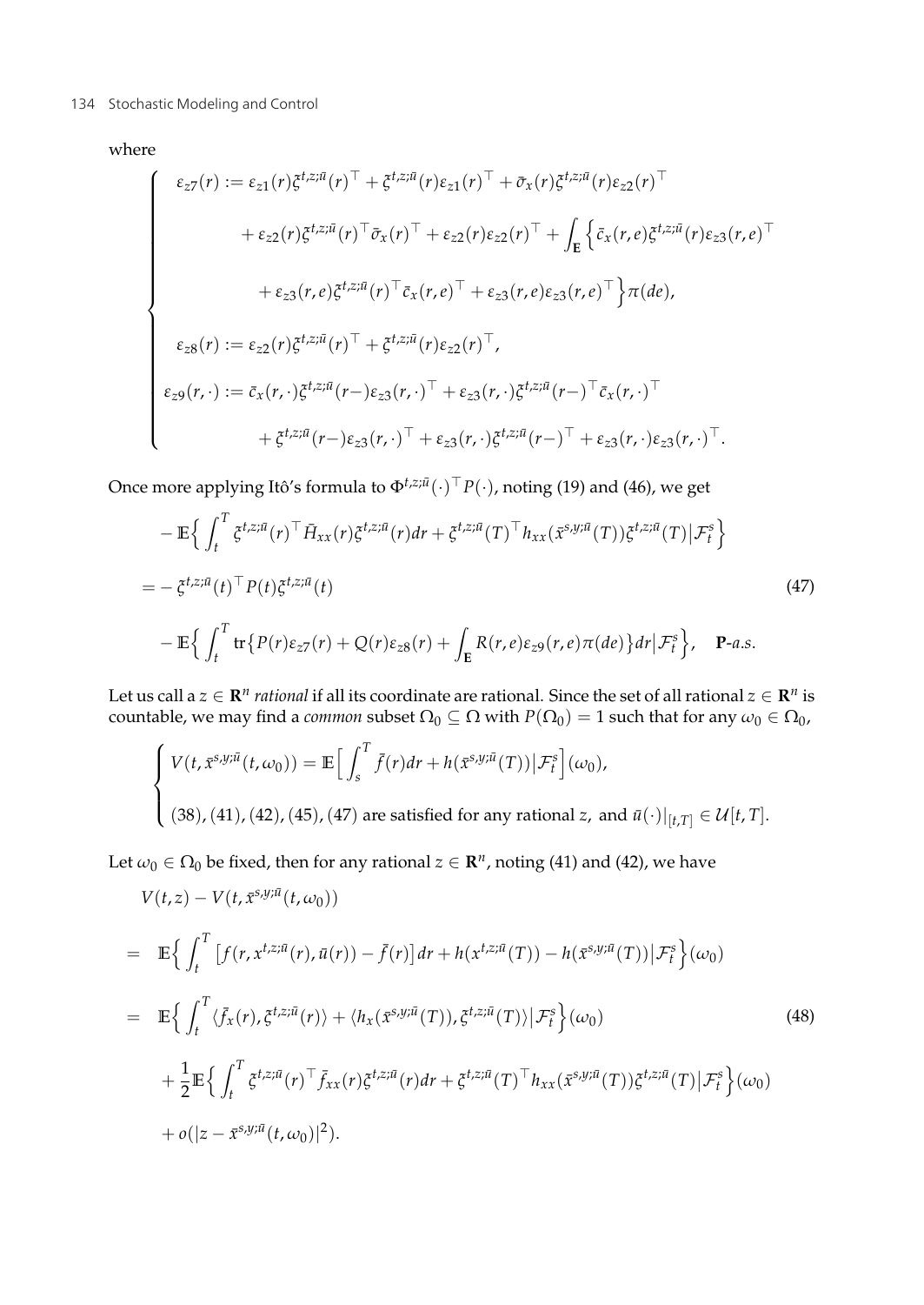where

$$
\begin{cases}
\varepsilon_{z7}(r) := \varepsilon_{z1}(r)\xi^{t,z;\bar{u}}(r)^\top + \xi^{t,z;\bar{u}}(r)\varepsilon_{z1}(r)^\top + \bar{\sigma}_x(r)\xi^{t,z;\bar{u}}(r)\varepsilon_{z2}(r)^\top \\
\qquad + \varepsilon_{z2}(r)\xi^{t,z;\bar{u}}(r)^\top \bar{\sigma}_x(r)^\top + \varepsilon_{z2}(r)\varepsilon_{z2}(r)^\top + \int_{\mathbf{E}} \Big\{ \bar{c}_x(r,e)\xi^{t,z;\bar{u}}(r)\varepsilon_{z3}(r,e)^\top \\
\qquad + \varepsilon_{z3}(r,e)\xi^{t,z;\bar{u}}(r)^\top \bar{c}_x(r,e)^\top + \varepsilon_{z3}(r,e)\varepsilon_{z3}(r,e)^\top \Big\} \pi(de), \\
\varepsilon_{z8}(r) := \varepsilon_{z2}(r)\xi^{t,z;\bar{u}}(r)^\top + \xi^{t,z;\bar{u}}(r)\varepsilon_{z2}(r)^\top, \\
\varepsilon_{z9}(r,\cdot) := \bar{c}_x(r,\cdot)\xi^{t,z;\bar{u}}(r-)\varepsilon_{z3}(r,\cdot)^\top + \varepsilon_{z3}(r,\cdot)\xi^{t,z;\bar{u}}(r-)^\top \bar{c}_x(r,\cdot)^\top \\
\qquad + \xi^{t,z;\bar{u}}(r-)\varepsilon_{z3}(r,\cdot)^\top + \varepsilon_{z3}(r,\cdot)\xi^{t,z;\bar{u}}(r-)^\top + \varepsilon_{z3}(r,\cdot)\varepsilon_{z3}(r,\cdot)^\top.
\end{cases}
$$

Once more applying Itô's formula to $\Phi^{t,z;\bar{u}}(\cdot)^\top P(\cdot)$, noting (19) and (46), we get

$$
\begin{aligned}
&-\mathbb{E}\Big\{ \int_t^T \xi^{t,z;\bar{u}}(r)^\top \bar{H}_{xx}(r)\xi^{t,z;\bar{u}}(r)dr + \xi^{t,z;\bar{u}}(T)^\top h_{xx}(\bar{x}^{s,y;\bar{u}}(T))\xi^{t,z;\bar{u}}(T) \big| \mathcal{F}_t^s \Big\} \\
&= -\xi^{t,z;\bar{u}}(t)^\top P(t)\xi^{t,z;\bar{u}}(t) \qquad\qquad (47) \\
&\quad - \mathbb{E}\Big\{ \int_t^T \mathrm{tr}\big\{ P(r)\varepsilon_{z7}(r) + Q(r)\varepsilon_{z8}(r) + \int_{\mathbf{E}} R(r,e)\varepsilon_{z9}(r,e)\pi(de) \big\} dr \big| \mathcal{F}_t^s \Big\}, \quad \mathbf{P}\text{-}a.s.
\end{aligned}
$$

Let us call a $z \in \mathbf{R}^n$ *rational* if all its coordinate are rational. Since the set of all rational $z \in \mathbf{R}^n$ is countable, we may find a *common* subset $\Omega_0 \subseteq \Omega$ with $P(\Omega_0) = 1$ such that for any $\omega_0 \in \Omega_0$,

$$
\begin{cases}
V(t, \bar{x}^{s,y;\bar{u}}(t,\omega_0)) = \mathbb{E}\Big[ \int_s^T \bar{f}(r)dr + h(\bar{x}^{s,y;\bar{u}}(T)) \big| \mathcal{F}_t^s \Big](\omega_0), \\
(38), (41), (42), (45), (47) \text{ are satisfied for any rational } z, \text{ and } \bar{u}(\cdot)|_{[t,T]} \in \mathcal{U}[t,T].
\end{cases}
$$

Let $\omega_0 \in \Omega_0$ be fixed, then for any rational $z \in \mathbf{R}^n$, noting (41) and (42), we have

$$
\begin{aligned}
&V(t,z) - V(t, \bar{x}^{s,y;\bar{u}}(t,\omega_0)) \\
&= \mathbb{E}\Big\{ \int_t^T \big[ f(r, x^{t,z;\bar{u}}(r), \bar{u}(r)) - \bar{f}(r) \big] dr + h(x^{t,z;\bar{u}}(T)) - h(\bar{x}^{s,y;\bar{u}}(T)) \big| \mathcal{F}_t^s \Big\}(\omega_0) \\
&= \mathbb{E}\Big\{ \int_t^T \langle \bar{f}_x(r), \xi^{t,z;\bar{u}}(r) \rangle + \langle h_x(\bar{x}^{s,y;\bar{u}}(T)), \xi^{t,z;\bar{u}}(T) \rangle \big| \mathcal{F}_t^s \Big\}(\omega_0) \qquad\qquad (48) \\
&\quad + \frac{1}{2}\mathbb{E}\Big\{ \int_t^T \xi^{t,z;\bar{u}}(r)^\top \bar{f}_{xx}(r)\xi^{t,z;\bar{u}}(r)dr + \xi^{t,z;\bar{u}}(T)^\top h_{xx}(\bar{x}^{s,y;\bar{u}}(T))\xi^{t,z;\bar{u}}(T) \big| \mathcal{F}_t^s \Big\}(\omega_0) \\
&\quad + o(|z - \bar{x}^{s,y;\bar{u}}(t,\omega_0)|^2).
\end{aligned}
$$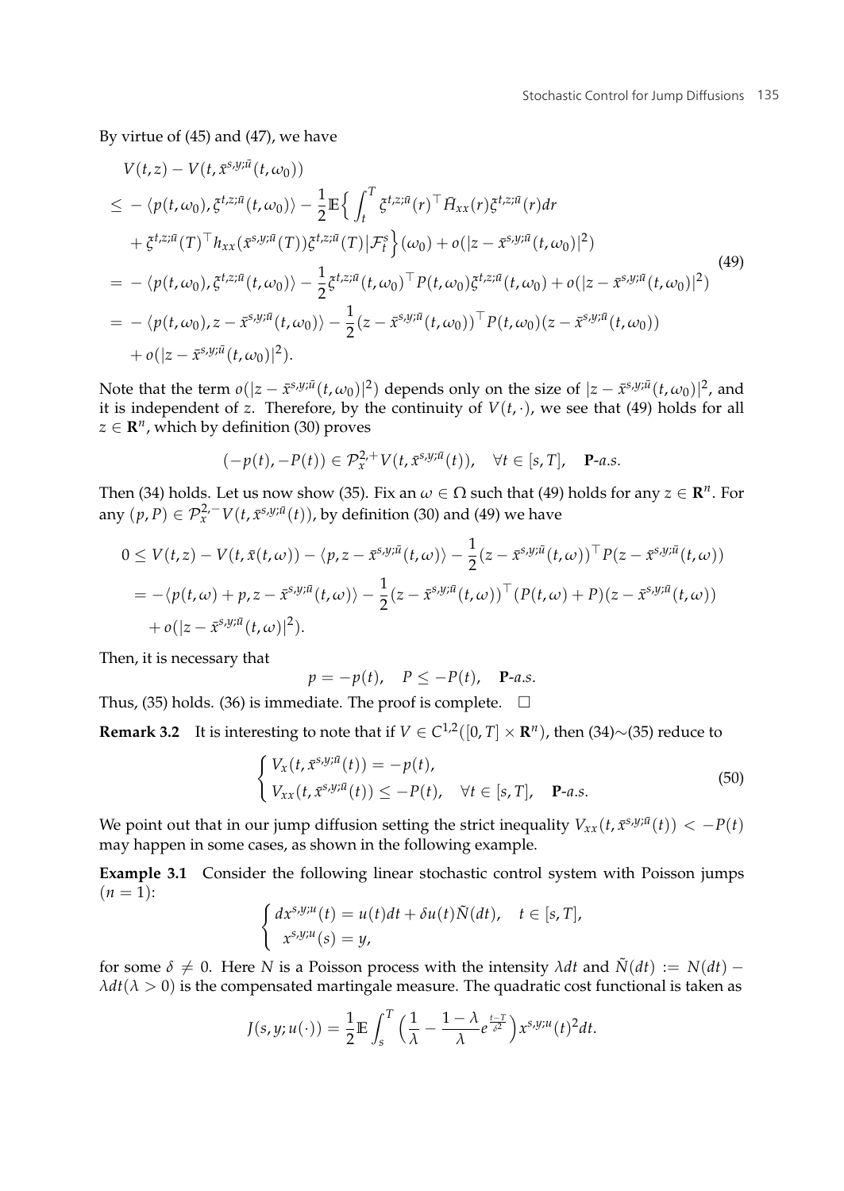By virtue of (45) and (47), we have

$$
\begin{aligned}
& V(t,z) - V(t, \bar{x}^{s,y;\bar{u}}(t,\omega_0)) \\
\leq & -\langle p(t,\omega_0), \xi^{t,z;\bar{u}}(t,\omega_0)\rangle - \frac{1}{2}\mathbb{E}\Big\{ \int_t^T \xi^{t,z;\bar{u}}(r)^\top \bar{H}_{xx}(r)\xi^{t,z;\bar{u}}(r)dr \\
& + \xi^{t,z;\bar{u}}(T)^\top h_{xx}(\bar{x}^{s,y;\bar{u}}(T))\xi^{t,z;\bar{u}}(T)\big|\mathcal{F}_t^s\Big\}(\omega_0) + o(|z-\bar{x}^{s,y;\bar{u}}(t,\omega_0)|^2) \\
= & -\langle p(t,\omega_0), \xi^{t,z;\bar{u}}(t,\omega_0)\rangle - \frac{1}{2}\xi^{t,z;\bar{u}}(t,\omega_0)^\top P(t,\omega_0)\xi^{t,z;\bar{u}}(t,\omega_0) + o(|z-\bar{x}^{s,y;\bar{u}}(t,\omega_0)|^2) \\
= & -\langle p(t,\omega_0), z-\bar{x}^{s,y;\bar{u}}(t,\omega_0)\rangle - \frac{1}{2}(z-\bar{x}^{s,y;\bar{u}}(t,\omega_0))^\top P(t,\omega_0)(z-\bar{x}^{s,y;\bar{u}}(t,\omega_0)) \\
& + o(|z-\bar{x}^{s,y;\bar{u}}(t,\omega_0)|^2).
\end{aligned}
\tag{49}
$$

Note that the term $o(|z-\bar{x}^{s,y;\bar{u}}(t,\omega_0)|^2)$ depends only on the size of $|z-\bar{x}^{s,y;\bar{u}}(t,\omega_0)|^2$, and it is independent of $z$. Therefore, by the continuity of $V(t,\cdot)$, we see that (49) holds for all $z \in \mathbf{R}^n$, which by definition (30) proves

$$
(-p(t), -P(t)) \in \mathcal{P}_x^{2,+}V(t, \bar{x}^{s,y;\bar{u}}(t)), \quad \forall t \in [s,T], \quad \mathbf{P}\text{-}a.s.
$$

Then (34) holds. Let us now show (35). Fix an $\omega \in \Omega$ such that (49) holds for any $z \in \mathbf{R}^n$. For any $(p,P) \in \mathcal{P}_x^{2,-}V(t,\bar{x}^{s,y;\bar{u}}(t))$, by definition (30) and (49) we have

$$
\begin{aligned}
0 & \leq V(t,z) - V(t,\bar{x}(t,\omega)) - \langle p, z-\bar{x}^{s,y;\bar{u}}(t,\omega)\rangle - \frac{1}{2}(z-\bar{x}^{s,y;\bar{u}}(t,\omega))^\top P(z-\bar{x}^{s,y;\bar{u}}(t,\omega)) \\
& = -\langle p(t,\omega)+p, z-\bar{x}^{s,y;\bar{u}}(t,\omega)\rangle - \frac{1}{2}(z-\bar{x}^{s,y;\bar{u}}(t,\omega))^\top (P(t,\omega)+P)(z-\bar{x}^{s,y;\bar{u}}(t,\omega)) \\
& \quad + o(|z-\bar{x}^{s,y;\bar{u}}(t,\omega)|^2).
\end{aligned}
$$

Then, it is necessary that

$$
p = -p(t), \quad P \leq -P(t), \quad \mathbf{P}\text{-}a.s.
$$

Thus, (35) holds. (36) is immediate. The proof is complete. $\square$

**Remark 3.2** It is interesting to note that if $V \in C^{1,2}([0,T]\times\mathbf{R}^n)$, then (34)$\sim$(35) reduce to

$$
\begin{cases}
V_x(t,\bar{x}^{s,y;\bar{u}}(t)) = -p(t), \\
V_{xx}(t,\bar{x}^{s,y;\bar{u}}(t)) \leq -P(t), \quad \forall t \in [s,T], \quad \mathbf{P}\text{-}a.s.
\end{cases}
\tag{50}
$$

We point out that in our jump diffusion setting the strict inequality $V_{xx}(t,\bar{x}^{s,y;\bar{u}}(t)) < -P(t)$ may happen in some cases, as shown in the following example.

**Example 3.1** Consider the following linear stochastic control system with Poisson jumps $(n=1)$:

$$
\begin{cases}
dx^{s,y;u}(t) = u(t)dt + \delta u(t)\tilde{N}(dt), \quad t \in [s,T], \\
x^{s,y;u}(s) = y,
\end{cases}
$$

for some $\delta \neq 0$. Here $N$ is a Poisson process with the intensity $\lambda dt$ and $\tilde{N}(dt) := N(dt) - \lambda dt (\lambda > 0)$ is the compensated martingale measure. The quadratic cost functional is taken as

$$
J(s,y;u(\cdot)) = \frac{1}{2}\mathbb{E}\int_s^T \Big(\frac{1}{\lambda} - \frac{1-\lambda}{\lambda}e^{\frac{t-T}{\delta^2}}\Big)x^{s,y;u}(t)^2 dt.
$$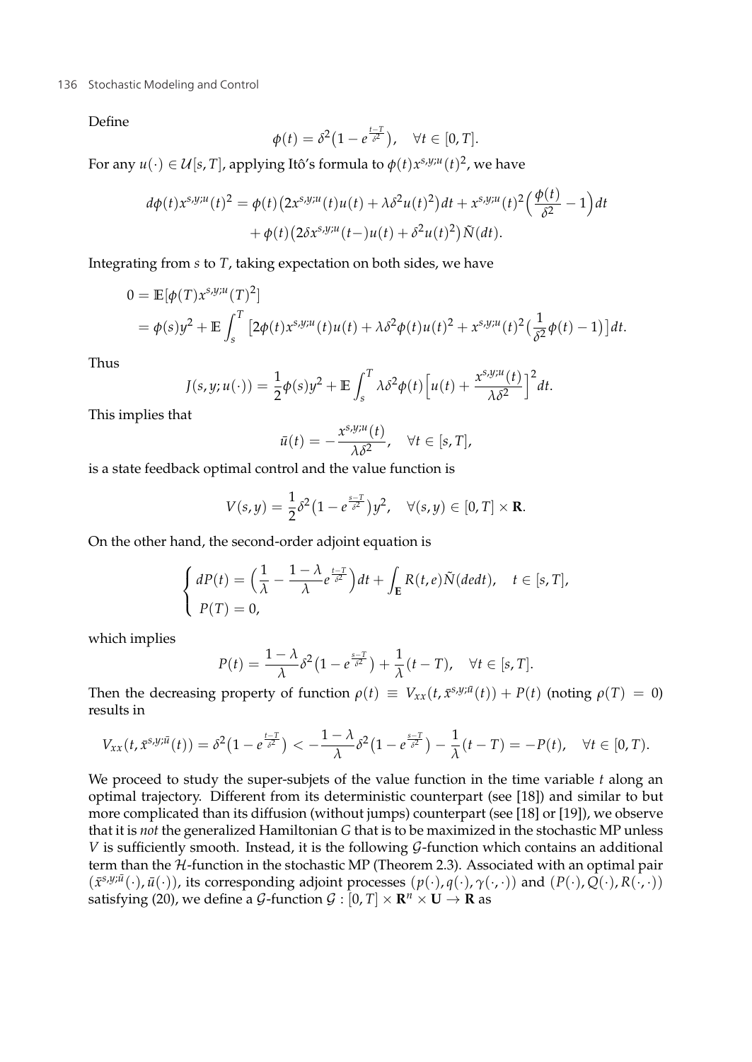Define

$$\phi(t) = \delta^2\big(1 - e^{\frac{t-T}{\delta^2}}\big), \quad \forall t \in [0, T].$$

For any $u(\cdot) \in \mathcal{U}[s, T]$, applying Itô's formula to $\phi(t)x^{s,y;u}(t)^2$, we have

$$\begin{aligned}
d\phi(t)x^{s,y;u}(t)^2 &= \phi(t)\big(2x^{s,y;u}(t)u(t) + \lambda\delta^2 u(t)^2\big)dt + x^{s,y;u}(t)^2\Big(\frac{\phi(t)}{\delta^2} - 1\Big)dt \\
&\quad + \phi(t)\big(2\delta x^{s,y;u}(t-)u(t) + \delta^2 u(t)^2\big)\tilde{N}(dt).
\end{aligned}$$

Integrating from $s$ to $T$, taking expectation on both sides, we have

$$\begin{aligned}
0 &= \mathbb{E}[\phi(T)x^{s,y;u}(T)^2] \\
&= \phi(s)y^2 + \mathbb{E}\int_s^T \big[2\phi(t)x^{s,y;u}(t)u(t) + \lambda\delta^2\phi(t)u(t)^2 + x^{s,y;u}(t)^2\big(\frac{1}{\delta^2}\phi(t) - 1\big)\big]dt.
\end{aligned}$$

Thus

$$J(s, y; u(\cdot)) = \frac{1}{2}\phi(s)y^2 + \mathbb{E}\int_s^T \lambda\delta^2\phi(t)\Big[u(t) + \frac{x^{s,y;u}(t)}{\lambda\delta^2}\Big]^2 dt.$$

This implies that

$$\bar{u}(t) = -\frac{x^{s,y;u}(t)}{\lambda\delta^2}, \quad \forall t \in [s, T],$$

is a state feedback optimal control and the value function is

$$V(s, y) = \frac{1}{2}\delta^2\big(1 - e^{\frac{s-T}{\delta^2}}\big)y^2, \quad \forall (s, y) \in [0, T] \times \mathbf{R}.$$

On the other hand, the second-order adjoint equation is

$$\begin{cases}
dP(t) = \Big(\dfrac{1}{\lambda} - \dfrac{1-\lambda}{\lambda}e^{\frac{t-T}{\delta^2}}\Big)dt + \displaystyle\int_{\mathbf{E}} R(t, e)\tilde{N}(dedt), \quad t \in [s, T], \\
P(T) = 0,
\end{cases}$$

which implies

$$P(t) = \frac{1-\lambda}{\lambda}\delta^2\big(1 - e^{\frac{s-T}{\delta^2}}\big) + \frac{1}{\lambda}(t - T), \quad \forall t \in [s, T].$$

Then the decreasing property of function $\rho(t) \equiv V_{xx}(t, \bar{x}^{s,y;\bar{u}}(t)) + P(t)$ (noting $\rho(T) = 0$) results in

$$V_{xx}(t, \bar{x}^{s,y;\bar{u}}(t)) = \delta^2\big(1 - e^{\frac{t-T}{\delta^2}}\big) < -\frac{1-\lambda}{\lambda}\delta^2\big(1 - e^{\frac{s-T}{\delta^2}}\big) - \frac{1}{\lambda}(t - T) = -P(t), \quad \forall t \in [0, T).$$

We proceed to study the super-subjets of the value function in the time variable $t$ along an optimal trajectory. Different from its deterministic counterpart (see [18]) and similar to but more complicated than its diffusion (without jumps) counterpart (see [18] or [19]), we observe that it is *not* the generalized Hamiltonian $G$ that is to be maximized in the stochastic MP unless $V$ is sufficiently smooth. Instead, it is the following $\mathcal{G}$-function which contains an additional term than the $\mathcal{H}$-function in the stochastic MP (Theorem 2.3). Associated with an optimal pair $(\bar{x}^{s,y;\bar{u}}(\cdot), \bar{u}(\cdot))$, its corresponding adjoint processes $(p(\cdot), q(\cdot), \gamma(\cdot, \cdot))$ and $(P(\cdot), Q(\cdot), R(\cdot, \cdot))$ satisfying (20), we define a $\mathcal{G}$-function $\mathcal{G} : [0, T] \times \mathbf{R}^n \times \mathbf{U} \to \mathbf{R}$ as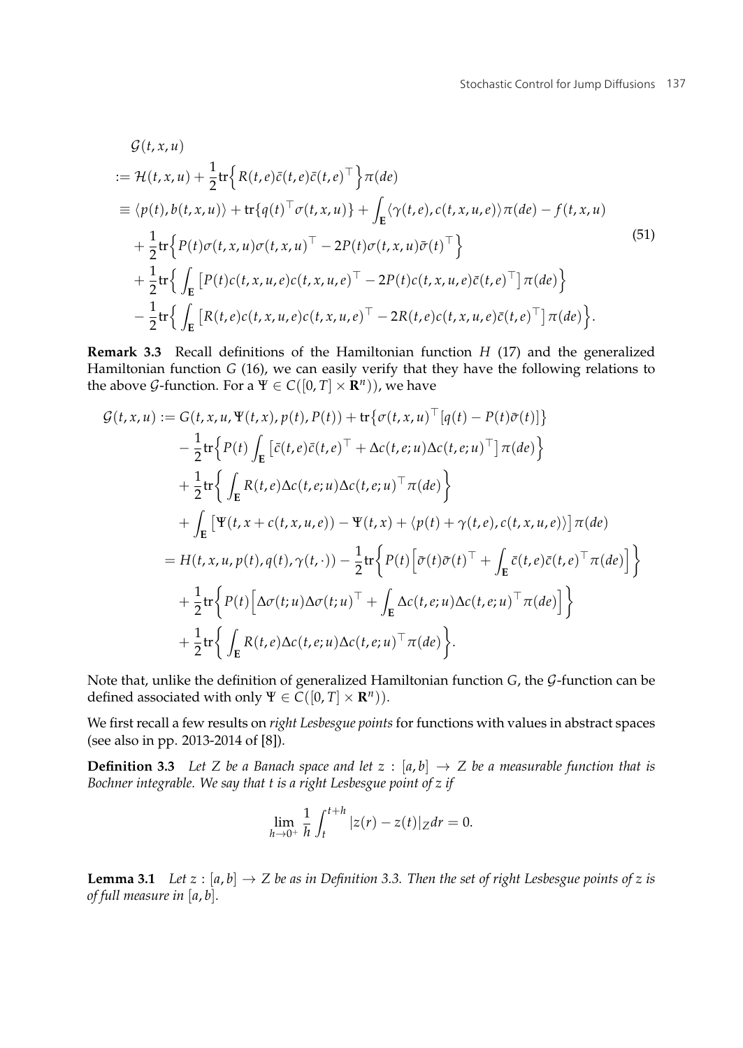$$
\begin{aligned}
&\mathcal{G}(t,x,u)\\
&:= \mathcal{H}(t,x,u) + \frac{1}{2}\mathrm{tr}\Big\{R(t,e)\bar{c}(t,e)\bar{c}(t,e)^\top\Big\}\pi(de)\\
&\equiv \langle p(t), b(t,x,u)\rangle + \mathrm{tr}\{q(t)^\top \sigma(t,x,u)\} + \int_{\mathbf{E}}\langle \gamma(t,e), c(t,x,u,e)\rangle \pi(de) - f(t,x,u)\\
&\quad + \frac{1}{2}\mathrm{tr}\Big\{P(t)\sigma(t,x,u)\sigma(t,x,u)^\top - 2P(t)\sigma(t,x,u)\bar{\sigma}(t)^\top\Big\}\\
&\quad + \frac{1}{2}\mathrm{tr}\Big\{\int_{\mathbf{E}}\big[P(t)c(t,x,u,e)c(t,x,u,e)^\top - 2P(t)c(t,x,u,e)\bar{c}(t,e)^\top\big]\pi(de)\Big\}\\
&\quad - \frac{1}{2}\mathrm{tr}\Big\{\int_{\mathbf{E}}\big[R(t,e)c(t,x,u,e)c(t,x,u,e)^\top - 2R(t,e)c(t,x,u,e)\bar{c}(t,e)^\top\big]\pi(de)\Big\}.
\end{aligned}
\tag{51}
$$

**Remark 3.3** Recall definitions of the Hamiltonian function $H$ (17) and the generalized Hamiltonian function $G$ (16), we can easily verify that they have the following relations to the above $\mathcal{G}$-function. For a $\Psi \in C([0,T]\times \mathbf{R}^n))$, we have

$$
\begin{aligned}
\mathcal{G}(t,x,u) &:= G(t,x,u,\Psi(t,x),p(t),P(t)) + \mathrm{tr}\big\{\sigma(t,x,u)^\top[q(t)-P(t)\bar{\sigma}(t)]\big\}\\
&\quad - \frac{1}{2}\mathrm{tr}\Big\{P(t)\int_{\mathbf{E}}\big[\bar{c}(t,e)\bar{c}(t,e)^\top + \Delta c(t,e;u)\Delta c(t,e;u)^\top\big]\pi(de)\Big\}\\
&\quad + \frac{1}{2}\mathrm{tr}\Big\{\int_{\mathbf{E}} R(t,e)\Delta c(t,e;u)\Delta c(t,e;u)^\top \pi(de)\Big\}\\
&\quad + \int_{\mathbf{E}}\big[\Psi(t,x+c(t,x,u,e)) - \Psi(t,x) + \langle p(t)+\gamma(t,e), c(t,x,u,e)\rangle\big]\pi(de)\\
&= H(t,x,u,p(t),q(t),\gamma(t,\cdot)) - \frac{1}{2}\mathrm{tr}\Big\{P(t)\Big[\bar{\sigma}(t)\bar{\sigma}(t)^\top + \int_{\mathbf{E}}\bar{c}(t,e)\bar{c}(t,e)^\top\pi(de)\Big]\Big\}\\
&\quad + \frac{1}{2}\mathrm{tr}\Big\{P(t)\Big[\Delta\sigma(t;u)\Delta\sigma(t;u)^\top + \int_{\mathbf{E}}\Delta c(t,e;u)\Delta c(t,e;u)^\top\pi(de)\Big]\Big\}\\
&\quad + \frac{1}{2}\mathrm{tr}\Big\{\int_{\mathbf{E}} R(t,e)\Delta c(t,e;u)\Delta c(t,e;u)^\top\pi(de)\Big\}.
\end{aligned}
$$

Note that, unlike the definition of generalized Hamiltonian function $G$, the $\mathcal{G}$-function can be defined associated with only $\Psi \in C([0,T]\times\mathbf{R}^n))$.

We first recall a few results on *right Lesbesgue points* for functions with values in abstract spaces (see also in pp. 2013-2014 of [8]).

**Definition 3.3** *Let $Z$ be a Banach space and let $z : [a,b] \to Z$ be a measurable function that is Bochner integrable. We say that $t$ is a right Lesbesgue point of $z$ if*

$$
\lim_{h\to 0^+}\frac{1}{h}\int_t^{t+h}|z(r)-z(t)|_Z dr = 0.
$$

**Lemma 3.1** *Let $z : [a,b] \to Z$ be as in Definition 3.3. Then the set of right Lesbesgue points of $z$ is of full measure in $[a,b]$.*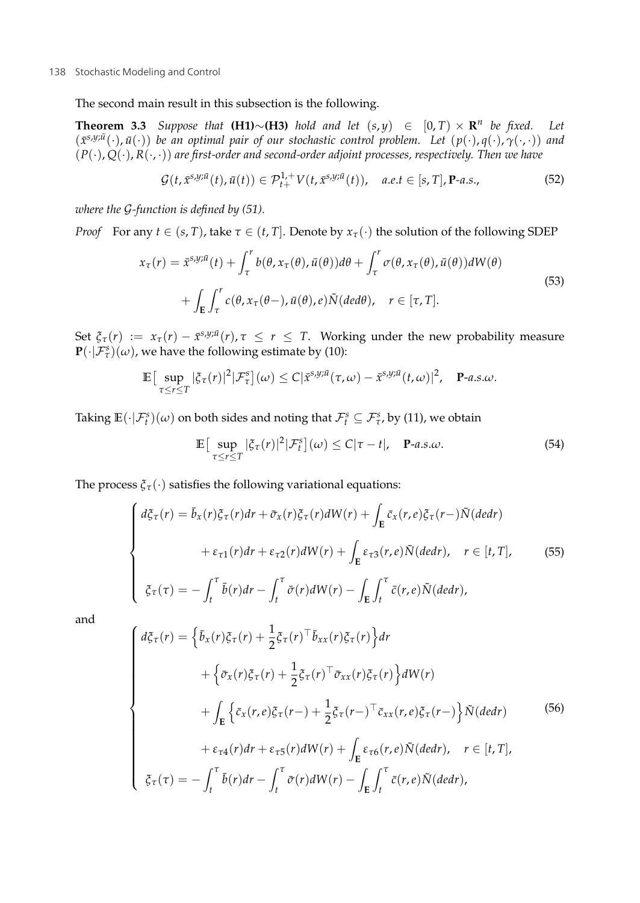The second main result in this subsection is the following.

**Theorem 3.3** *Suppose that* **(H1)**$\sim$**(H3)** *hold and let* $(s,y) \in [0,T) \times \mathbf{R}^n$ *be fixed. Let* $(\bar{x}^{s,y;\bar{u}}(\cdot), \bar{u}(\cdot))$ *be an optimal pair of our stochastic control problem. Let* $(p(\cdot), q(\cdot), \gamma(\cdot,\cdot))$ *and* $(P(\cdot), Q(\cdot), R(\cdot,\cdot))$ *are first-order and second-order adjoint processes, respectively. Then we have*

$$\mathcal{G}(t, \bar{x}^{s,y;\bar{u}}(t), \bar{u}(t)) \in \mathcal{P}^{1,+}_{t+} V(t, \bar{x}^{s,y;\bar{u}}(t)), \quad a.e. t \in [s,T], \mathbf{P}\text{-}a.s., \tag{52}$$

*where the* $\mathcal{G}$*-function is defined by (51).*

*Proof* For any $t \in (s,T)$, take $\tau \in (t,T]$. Denote by $x_\tau(\cdot)$ the solution of the following SDEP

$$\begin{aligned} x_\tau(r) = \bar{x}^{s,y;\bar{u}}(t) &+ \int_\tau^r b(\theta, x_\tau(\theta), \bar{u}(\theta))d\theta + \int_\tau^r \sigma(\theta, x_\tau(\theta), \bar{u}(\theta))dW(\theta) \\ &+ \int_{\mathbf{E}} \int_\tau^r c(\theta, x_\tau(\theta-), \bar{u}(\theta), e)\tilde{N}(ded\theta), \quad r \in [\tau, T]. \end{aligned} \tag{53}$$

Set $\xi_\tau(r) := x_\tau(r) - \bar{x}^{s,y;\bar{u}}(r), \tau \le r \le T$. Working under the new probability measure $\mathbf{P}(\cdot|\mathcal{F}^s_\tau)(\omega)$, we have the following estimate by (10):

$$\mathbb{E}\big[\sup_{\tau \le r \le T} |\xi_\tau(r)|^2 | \mathcal{F}^s_\tau\big](\omega) \le C|\bar{x}^{s,y;\bar{u}}(\tau,\omega) - \bar{x}^{s,y;\bar{u}}(t,\omega)|^2, \quad \mathbf{P}\text{-}a.s.\omega.$$

Taking $\mathbb{E}(\cdot|\mathcal{F}^s_t)(\omega)$ on both sides and noting that $\mathcal{F}^s_t \subseteq \mathcal{F}^s_\tau$, by (11), we obtain

$$\mathbb{E}\big[\sup_{\tau \le r \le T} |\xi_\tau(r)|^2 | \mathcal{F}^s_t\big](\omega) \le C|\tau - t|, \quad \mathbf{P}\text{-}a.s.\omega. \tag{54}$$

The process $\xi_\tau(\cdot)$ satisfies the following variational equations:

$$\begin{cases} d\xi_\tau(r) = \bar{b}_x(r)\xi_\tau(r)dr + \bar{\sigma}_x(r)\xi_\tau(r)dW(r) + \displaystyle\int_{\mathbf{E}} \bar{c}_x(r,e)\xi_\tau(r-)\tilde{N}(dedr) \\ \qquad\qquad + \varepsilon_{\tau 1}(r)dr + \varepsilon_{\tau 2}(r)dW(r) + \displaystyle\int_{\mathbf{E}} \varepsilon_{\tau 3}(r,e)\tilde{N}(dedr), \quad r \in [t,T], \\ \xi_\tau(\tau) = -\displaystyle\int_t^\tau \bar{b}(r)dr - \int_t^\tau \bar{\sigma}(r)dW(r) - \int_{\mathbf{E}}\int_t^\tau \bar{c}(r,e)\tilde{N}(dedr), \end{cases} \tag{55}$$

and

$$\begin{cases} d\xi_\tau(r) = \Big\{\bar{b}_x(r)\xi_\tau(r) + \dfrac{1}{2}\xi_\tau(r)^\top \bar{b}_{xx}(r)\xi_\tau(r)\Big\}dr \\ \qquad\qquad + \Big\{\bar{\sigma}_x(r)\xi_\tau(r) + \dfrac{1}{2}\xi_\tau(r)^\top \bar{\sigma}_{xx}(r)\xi_\tau(r)\Big\}dW(r) \\ \qquad\qquad + \displaystyle\int_{\mathbf{E}} \Big\{\bar{c}_x(r,e)\xi_\tau(r-) + \dfrac{1}{2}\xi_\tau(r-)^\top \bar{c}_{xx}(r,e)\xi_\tau(r-)\Big\}\tilde{N}(dedr) \\ \qquad\qquad + \varepsilon_{\tau 4}(r)dr + \varepsilon_{\tau 5}(r)dW(r) + \displaystyle\int_{\mathbf{E}} \varepsilon_{\tau 6}(r,e)\tilde{N}(dedr), \quad r \in [t,T], \\ \xi_\tau(\tau) = -\displaystyle\int_t^\tau \bar{b}(r)dr - \int_t^\tau \bar{\sigma}(r)dW(r) - \int_{\mathbf{E}}\int_t^\tau \bar{c}(r,e)\tilde{N}(dedr), \end{cases} \tag{56}$$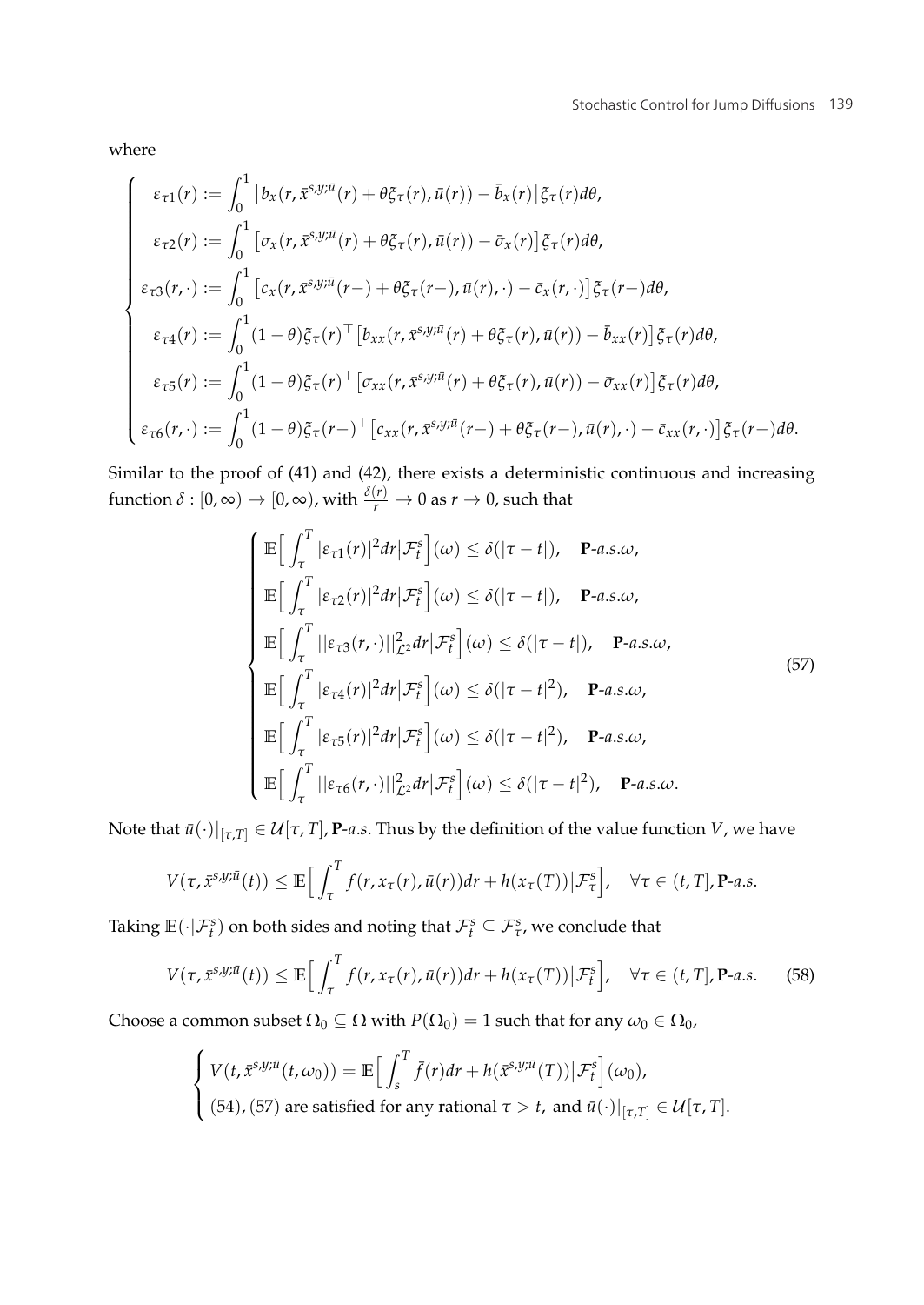where

$$
\begin{cases}
\varepsilon_{\tau 1}(r) := \int_0^1 \left[ b_x(r, \bar{x}^{s,y;\bar{u}}(r) + \theta\xi_\tau(r), \bar{u}(r)) - \bar{b}_x(r) \right] \xi_\tau(r) d\theta, \\
\varepsilon_{\tau 2}(r) := \int_0^1 \left[ \sigma_x(r, \bar{x}^{s,y;\bar{u}}(r) + \theta\xi_\tau(r), \bar{u}(r)) - \bar{\sigma}_x(r) \right] \xi_\tau(r) d\theta, \\
\varepsilon_{\tau 3}(r, \cdot) := \int_0^1 \left[ c_x(r, \bar{x}^{s,y;\bar{u}}(r-) + \theta\xi_\tau(r-), \bar{u}(r), \cdot) - \bar{c}_x(r, \cdot) \right] \xi_\tau(r-) d\theta, \\
\varepsilon_{\tau 4}(r) := \int_0^1 (1-\theta) \xi_\tau(r)^\top \left[ b_{xx}(r, \bar{x}^{s,y;\bar{u}}(r) + \theta\xi_\tau(r), \bar{u}(r)) - \bar{b}_{xx}(r) \right] \xi_\tau(r) d\theta, \\
\varepsilon_{\tau 5}(r) := \int_0^1 (1-\theta) \xi_\tau(r)^\top \left[ \sigma_{xx}(r, \bar{x}^{s,y;\bar{u}}(r) + \theta\xi_\tau(r), \bar{u}(r)) - \bar{\sigma}_{xx}(r) \right] \xi_\tau(r) d\theta, \\
\varepsilon_{\tau 6}(r, \cdot) := \int_0^1 (1-\theta) \xi_\tau(r-)^\top \left[ c_{xx}(r, \bar{x}^{s,y;\bar{u}}(r-) + \theta\xi_\tau(r-), \bar{u}(r), \cdot) - \bar{c}_{xx}(r, \cdot) \right] \xi_\tau(r-) d\theta.
\end{cases}
$$

Similar to the proof of (41) and (42), there exists a deterministic continuous and increasing function $\delta : [0, \infty) \to [0, \infty)$, with $\frac{\delta(r)}{r} \to 0$ as $r \to 0$, such that

$$
\begin{cases}
\mathbb{E}\Big[ \int_\tau^T |\varepsilon_{\tau 1}(r)|^2 dr \big| \mathcal{F}_t^s \Big](\omega) \le \delta(|\tau - t|), \quad \mathbf{P}\text{-}a.s.\omega, \\
\mathbb{E}\Big[ \int_\tau^T |\varepsilon_{\tau 2}(r)|^2 dr \big| \mathcal{F}_t^s \Big](\omega) \le \delta(|\tau - t|), \quad \mathbf{P}\text{-}a.s.\omega, \\
\mathbb{E}\Big[ \int_\tau^T ||\varepsilon_{\tau 3}(r, \cdot)||_{\mathcal{L}^2}^2 dr \big| \mathcal{F}_t^s \Big](\omega) \le \delta(|\tau - t|), \quad \mathbf{P}\text{-}a.s.\omega, \\
\mathbb{E}\Big[ \int_\tau^T |\varepsilon_{\tau 4}(r)|^2 dr \big| \mathcal{F}_t^s \Big](\omega) \le \delta(|\tau - t|^2), \quad \mathbf{P}\text{-}a.s.\omega, \\
\mathbb{E}\Big[ \int_\tau^T |\varepsilon_{\tau 5}(r)|^2 dr \big| \mathcal{F}_t^s \Big](\omega) \le \delta(|\tau - t|^2), \quad \mathbf{P}\text{-}a.s.\omega, \\
\mathbb{E}\Big[ \int_\tau^T ||\varepsilon_{\tau 6}(r, \cdot)||_{\mathcal{L}^2}^2 dr \big| \mathcal{F}_t^s \Big](\omega) \le \delta(|\tau - t|^2), \quad \mathbf{P}\text{-}a.s.\omega.
\end{cases} \tag{57}
$$

Note that $\bar{u}(\cdot)|_{[\tau, T]} \in \mathcal{U}[\tau, T]$, $\mathbf{P}$-$a.s.$ Thus by the definition of the value function $V$, we have

$$
V(\tau, \bar{x}^{s,y;\bar{u}}(t)) \le \mathbb{E}\Big[ \int_\tau^T f(r, x_\tau(r), \bar{u}(r)) dr + h(x_\tau(T)) \big| \mathcal{F}_\tau^s \Big], \quad \forall \tau \in (t, T], \mathbf{P}\text{-}a.s.
$$

Taking $\mathbb{E}(\cdot | \mathcal{F}_t^s)$ on both sides and noting that $\mathcal{F}_t^s \subseteq \mathcal{F}_\tau^s$, we conclude that

$$
V(\tau, \bar{x}^{s,y;\bar{u}}(t)) \le \mathbb{E}\Big[ \int_\tau^T f(r, x_\tau(r), \bar{u}(r)) dr + h(x_\tau(T)) \big| \mathcal{F}_t^s \Big], \quad \forall \tau \in (t, T], \mathbf{P}\text{-}a.s. \tag{58}
$$

Choose a common subset $\Omega_0 \subseteq \Omega$ with $P(\Omega_0) = 1$ such that for any $\omega_0 \in \Omega_0$,

$$
\begin{cases}
V(t, \bar{x}^{s,y;\bar{u}}(t, \omega_0)) = \mathbb{E}\Big[ \int_s^T \bar{f}(r) dr + h(\bar{x}^{s,y;\bar{u}}(T)) \big| \mathcal{F}_t^s \Big](\omega_0), \\
(54), (57) \text{ are satisfied for any rational } \tau > t, \text{ and } \bar{u}(\cdot)|_{[\tau, T]} \in \mathcal{U}[\tau, T].
\end{cases}
$$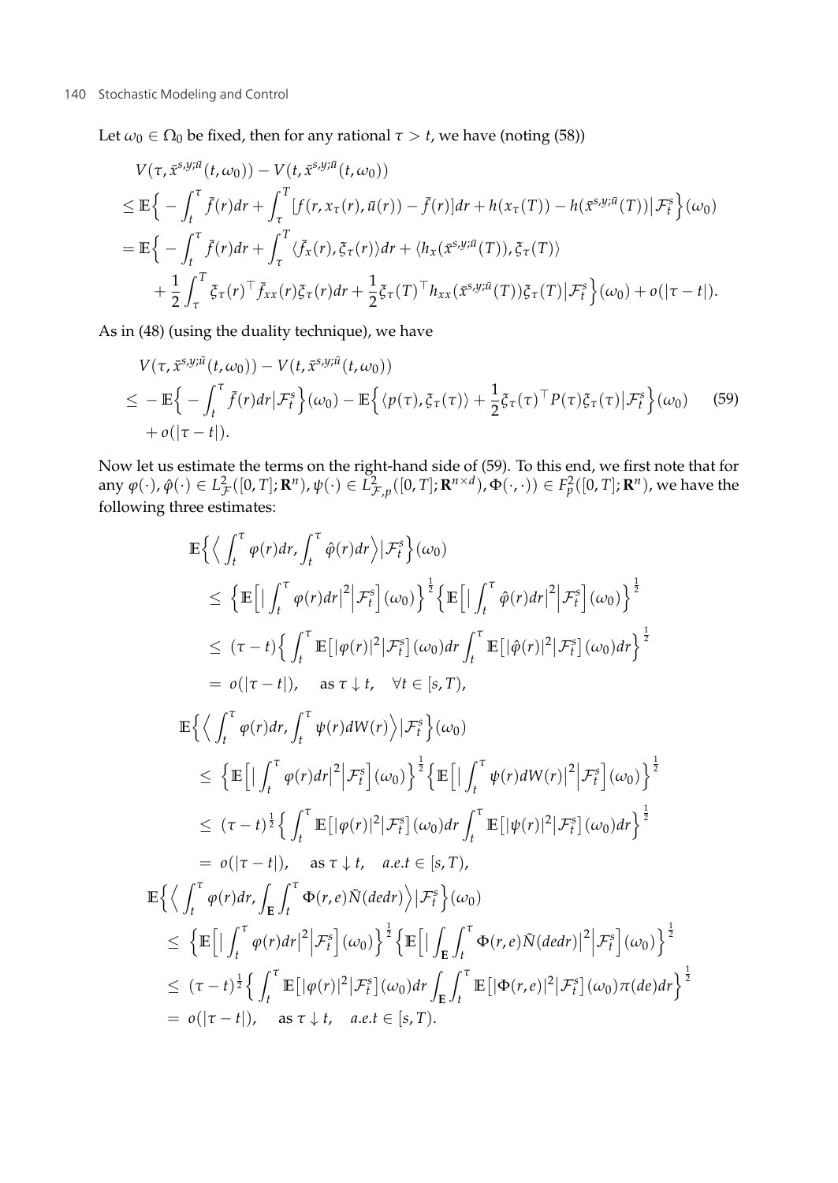Let $\omega_0 \in \Omega_0$ be fixed, then for any rational $\tau > t$, we have (noting (58))

$$
\begin{aligned}
& V(\tau, \bar{x}^{s,y;\bar{u}}(t,\omega_0)) - V(t, \bar{x}^{s,y;\bar{u}}(t,\omega_0)) \\
\le\; & \mathbb{E}\Big\{ -\int_t^\tau \bar{f}(r)dr + \int_\tau^T [f(r, x_\tau(r), \bar{u}(r)) - \bar{f}(r)]dr + h(x_\tau(T)) - h(\bar{x}^{s,y;\bar{u}}(T)) \big| \mathcal{F}_t^s \Big\}(\omega_0) \\
=\; & \mathbb{E}\Big\{ -\int_t^\tau \bar{f}(r)dr + \int_\tau^T \langle \bar{f}_x(r), \xi_\tau(r)\rangle dr + \langle h_x(\bar{x}^{s,y;\bar{u}}(T)), \xi_\tau(T)\rangle \\
& + \frac{1}{2}\int_\tau^T \xi_\tau(r)^\top \bar{f}_{xx}(r)\xi_\tau(r)dr + \frac{1}{2}\xi_\tau(T)^\top h_{xx}(\bar{x}^{s,y;\bar{u}}(T))\xi_\tau(T) \big| \mathcal{F}_t^s \Big\}(\omega_0) + o(|\tau - t|).
\end{aligned}
$$

As in (48) (using the duality technique), we have

$$
\begin{aligned}
& V(\tau, \bar{x}^{s,y;\bar{u}}(t,\omega_0)) - V(t, \bar{x}^{s,y;\bar{u}}(t,\omega_0)) \\
\le\; & -\mathbb{E}\Big\{ -\int_t^\tau \bar{f}(r)dr \big| \mathcal{F}_t^s \Big\}(\omega_0) - \mathbb{E}\Big\{ \langle p(\tau), \xi_\tau(\tau)\rangle + \frac{1}{2}\xi_\tau(\tau)^\top P(\tau)\xi_\tau(\tau) \big| \mathcal{F}_t^s \Big\}(\omega_0) \qquad (59) \\
& + o(|\tau - t|).
\end{aligned}
$$

Now let us estimate the terms on the right-hand side of (59). To this end, we first note that for any $\varphi(\cdot), \hat{\varphi}(\cdot) \in L^2_{\mathcal{F}}([0,T]; \mathbf{R}^n), \psi(\cdot) \in L^2_{\mathcal{F},p}([0,T]; \mathbf{R}^{n\times d}), \Phi(\cdot,\cdot)) \in F^2_p([0,T]; \mathbf{R}^n)$, we have the following three estimates:

$$
\begin{aligned}
& \mathbb{E}\Big\{ \Big\langle \int_t^\tau \varphi(r)dr, \int_t^\tau \hat{\varphi}(r)dr \Big\rangle \big| \mathcal{F}_t^s \Big\}(\omega_0) \\
& \le \Big\{ \mathbb{E}\Big[ \big| \int_t^\tau \varphi(r)dr \big|^2 \Big| \mathcal{F}_t^s \Big](\omega_0) \Big\}^{\frac{1}{2}} \Big\{ \mathbb{E}\Big[ \big| \int_t^\tau \hat{\varphi}(r)dr \big|^2 \Big| \mathcal{F}_t^s \Big](\omega_0) \Big\}^{\frac{1}{2}} \\
& \le (\tau - t)\Big\{ \int_t^\tau \mathbb{E}\big[|\varphi(r)|^2 \big| \mathcal{F}_t^s\big](\omega_0)dr \int_t^\tau \mathbb{E}\big[|\hat{\varphi}(r)|^2 \big| \mathcal{F}_t^s\big](\omega_0)dr \Big\}^{\frac{1}{2}} \\
& = o(|\tau - t|), \quad \text{as } \tau \downarrow t, \quad \forall t \in [s,T), \\
& \mathbb{E}\Big\{ \Big\langle \int_t^\tau \varphi(r)dr, \int_t^\tau \psi(r)dW(r) \Big\rangle \big| \mathcal{F}_t^s \Big\}(\omega_0) \\
& \le \Big\{ \mathbb{E}\Big[ \big| \int_t^\tau \varphi(r)dr \big|^2 \Big| \mathcal{F}_t^s \Big](\omega_0) \Big\}^{\frac{1}{2}} \Big\{ \mathbb{E}\Big[ \big| \int_t^\tau \psi(r)dW(r) \big|^2 \Big| \mathcal{F}_t^s \Big](\omega_0) \Big\}^{\frac{1}{2}} \\
& \le (\tau - t)^{\frac{1}{2}}\Big\{ \int_t^\tau \mathbb{E}\big[|\varphi(r)|^2 \big| \mathcal{F}_t^s\big](\omega_0)dr \int_t^\tau \mathbb{E}\big[|\psi(r)|^2 \big| \mathcal{F}_t^s\big](\omega_0)dr \Big\}^{\frac{1}{2}} \\
& = o(|\tau - t|), \quad \text{as } \tau \downarrow t, \quad a.e. t \in [s,T), \\
& \mathbb{E}\Big\{ \Big\langle \int_t^\tau \varphi(r)dr, \int_{\mathbf{E}}\int_t^\tau \Phi(r,e)\tilde{N}(dedr) \Big\rangle \big| \mathcal{F}_t^s \Big\}(\omega_0) \\
& \le \Big\{ \mathbb{E}\Big[ \big| \int_t^\tau \varphi(r)dr \big|^2 \Big| \mathcal{F}_t^s \Big](\omega_0) \Big\}^{\frac{1}{2}} \Big\{ \mathbb{E}\Big[ \big| \int_{\mathbf{E}}\int_t^\tau \Phi(r,e)\tilde{N}(dedr) \big|^2 \Big| \mathcal{F}_t^s \Big](\omega_0) \Big\}^{\frac{1}{2}} \\
& \le (\tau - t)^{\frac{1}{2}}\Big\{ \int_t^\tau \mathbb{E}\big[|\varphi(r)|^2 \big| \mathcal{F}_t^s\big](\omega_0)dr \int_{\mathbf{E}}\int_t^\tau \mathbb{E}\big[|\Phi(r,e)|^2 \big| \mathcal{F}_t^s\big](\omega_0)\pi(de)dr \Big\}^{\frac{1}{2}} \\
& = o(|\tau - t|), \quad \text{as } \tau \downarrow t, \quad a.e. t \in [s,T).
\end{aligned}
$$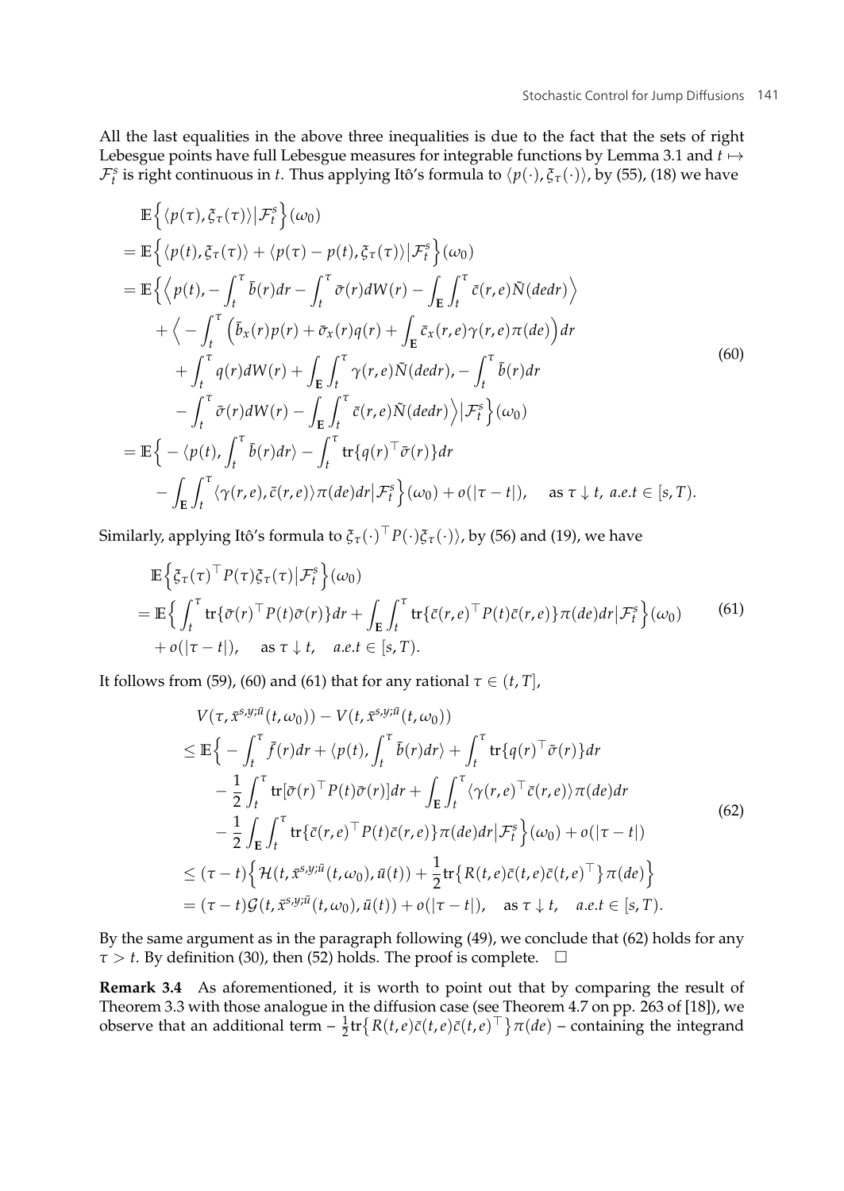All the last equalities in the above three inequalities is due to the fact that the sets of right Lebesgue points have full Lebesgue measures for integrable functions by Lemma 3.1 and $t \mapsto \mathcal{F}_t^s$ is right continuous in $t$. Thus applying Itô's formula to $\langle p(\cdot), \xi_\tau(\cdot)\rangle$, by (55), (18) we have

$$
\begin{aligned}
&\mathbb{E}\Big\{\langle p(\tau), \xi_\tau(\tau)\rangle \big| \mathcal{F}_t^s\Big\}(\omega_0) \\
&= \mathbb{E}\Big\{\langle p(t), \xi_\tau(\tau)\rangle + \langle p(\tau)-p(t), \xi_\tau(\tau)\rangle \big| \mathcal{F}_t^s\Big\}(\omega_0) \\
&= \mathbb{E}\Big\{\Big\langle p(t), -\int_t^\tau \bar{b}(r)dr - \int_t^\tau \bar{\sigma}(r)dW(r) - \int_{\mathbf{E}}\int_t^\tau \bar{c}(r,e)\tilde{N}(dedr)\Big\rangle \\
&\quad + \Big\langle -\int_t^\tau \Big(\bar{b}_x(r)p(r) + \bar{\sigma}_x(r)q(r) + \int_{\mathbf{E}} \bar{c}_x(r,e)\gamma(r,e)\pi(de)\Big)dr \\
&\quad + \int_t^\tau q(r)dW(r) + \int_{\mathbf{E}}\int_t^\tau \gamma(r,e)\tilde{N}(dedr), -\int_t^\tau \bar{b}(r)dr \\
&\quad - \int_t^\tau \bar{\sigma}(r)dW(r) - \int_{\mathbf{E}}\int_t^\tau \bar{c}(r,e)\tilde{N}(dedr)\Big\rangle \big| \mathcal{F}_t^s\Big\}(\omega_0) \\
&= \mathbb{E}\Big\{-\langle p(t), \int_t^\tau \bar{b}(r)dr\rangle - \int_t^\tau \mathrm{tr}\{q(r)^\top \bar{\sigma}(r)\}dr \\
&\quad - \int_{\mathbf{E}}\int_t^\tau \langle \gamma(r,e), \bar{c}(r,e)\rangle \pi(de)dr \big| \mathcal{F}_t^s\Big\}(\omega_0) + o(|\tau - t|), \quad \text{as } \tau \downarrow t,\ a.e.t \in [s,T).
\end{aligned}
\tag{60}
$$

Similarly, applying Itô's formula to $\xi_\tau(\cdot)^\top P(\cdot)\xi_\tau(\cdot)\rangle$, by (56) and (19), we have

$$
\begin{aligned}
&\mathbb{E}\Big\{\xi_\tau(\tau)^\top P(\tau)\xi_\tau(\tau) \big| \mathcal{F}_t^s\Big\}(\omega_0) \\
&= \mathbb{E}\Big\{\int_t^\tau \mathrm{tr}\{\bar{\sigma}(r)^\top P(t)\bar{\sigma}(r)\}dr + \int_{\mathbf{E}}\int_t^\tau \mathrm{tr}\{\bar{c}(r,e)^\top P(t)\bar{c}(r,e)\}\pi(de)dr \big| \mathcal{F}_t^s\Big\}(\omega_0) \\
&\quad + o(|\tau - t|), \quad \text{as } \tau \downarrow t, \quad a.e.t \in [s,T).
\end{aligned}
\tag{61}
$$

It follows from (59), (60) and (61) that for any rational $\tau \in (t, T]$,

$$
\begin{aligned}
&V(\tau, \bar{x}^{s,y;\bar{u}}(t,\omega_0)) - V(t, \bar{x}^{s,y;\bar{u}}(t,\omega_0)) \\
&\le \mathbb{E}\Big\{-\int_t^\tau \bar{f}(r)dr + \langle p(t), \int_t^\tau \bar{b}(r)dr\rangle + \int_t^\tau \mathrm{tr}\{q(r)^\top \bar{\sigma}(r)\}dr \\
&\quad - \frac{1}{2}\int_t^\tau \mathrm{tr}[\bar{\sigma}(r)^\top P(t)\bar{\sigma}(r)]dr + \int_{\mathbf{E}}\int_t^\tau \langle \gamma(r,e)^\top \bar{c}(r,e)\rangle \pi(de)dr \\
&\quad - \frac{1}{2}\int_{\mathbf{E}}\int_t^\tau \mathrm{tr}\{\bar{c}(r,e)^\top P(t)\bar{c}(r,e)\}\pi(de)dr \big| \mathcal{F}_t^s\Big\}(\omega_0) + o(|\tau - t|) \\
&\le (\tau - t)\Big\{\mathcal{H}(t, \bar{x}^{s,y;\bar{u}}(t,\omega_0), \bar{u}(t)) + \frac{1}{2}\mathrm{tr}\big\{R(t,e)\bar{c}(t,e)\bar{c}(t,e)^\top\big\}\pi(de)\Big\} \\
&= (\tau - t)\mathcal{G}(t, \bar{x}^{s,y;\bar{u}}(t,\omega_0), \bar{u}(t)) + o(|\tau - t|), \quad \text{as } \tau \downarrow t, \quad a.e.t \in [s,T).
\end{aligned}
\tag{62}
$$

By the same argument as in the paragraph following (49), we conclude that (62) holds for any $\tau > t$. By definition (30), then (52) holds. The proof is complete. $\square$

**Remark 3.4** As aforementioned, it is worth to point out that by comparing the result of Theorem 3.3 with those analogue in the diffusion case (see Theorem 4.7 on pp. 263 of [18]), we observe that an additional term $-\frac{1}{2}\mathrm{tr}\big\{R(t,e)\bar{c}(t,e)\bar{c}(t,e)^\top\big\}\pi(de)$ – containing the integrand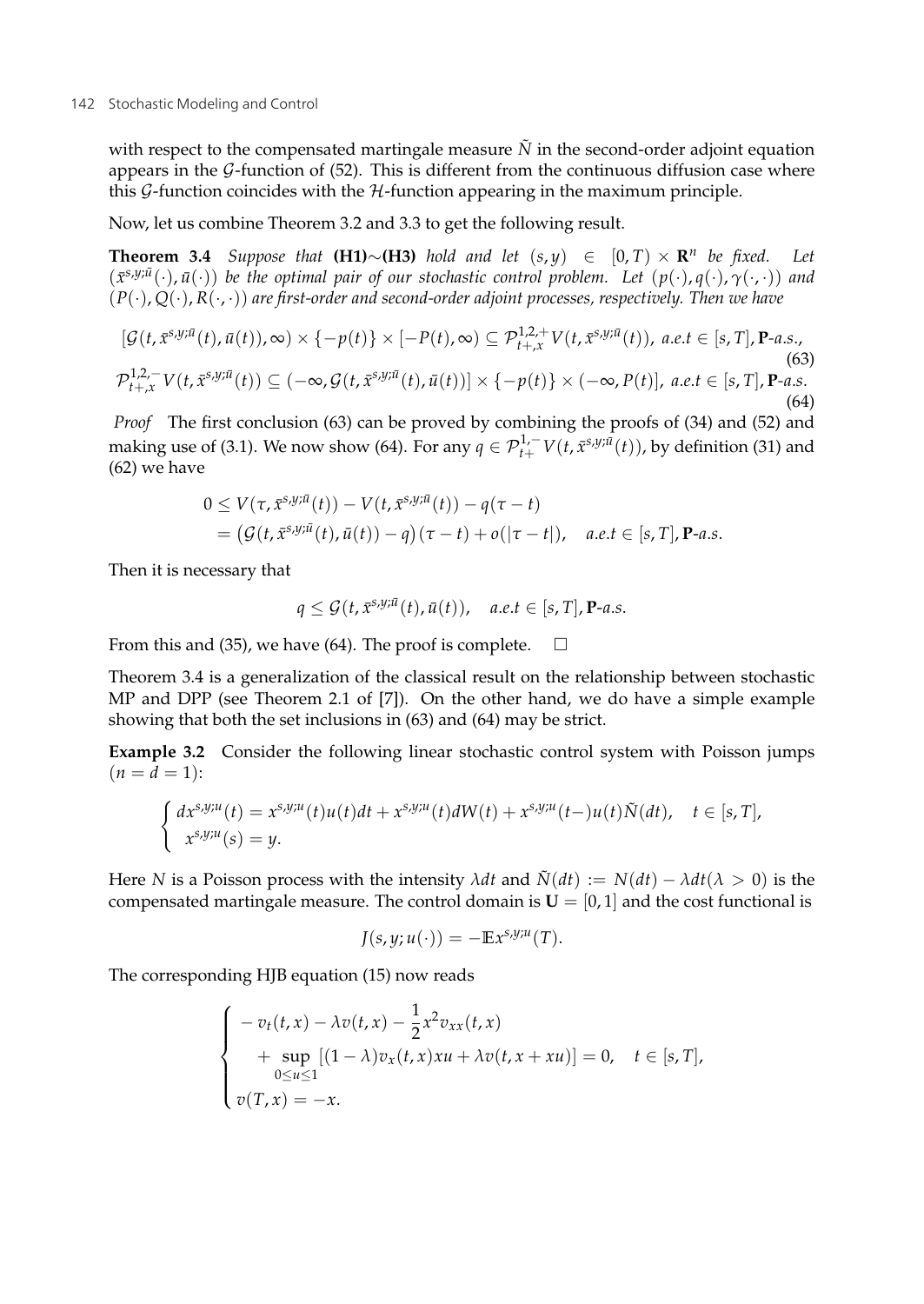with respect to the compensated martingale measure $\tilde{N}$ in the second-order adjoint equation appears in the $\mathcal{G}$-function of (52). This is different from the continuous diffusion case where this $\mathcal{G}$-function coincides with the $\mathcal{H}$-function appearing in the maximum principle.

Now, let us combine Theorem 3.2 and 3.3 to get the following result.

**Theorem 3.4** *Suppose that* **(H1)**$\sim$**(H3)** *hold and let* $(s,y) \in [0,T) \times \mathbf{R}^n$ *be fixed. Let* $(\bar{x}^{s,y;\bar{u}}(\cdot), \bar{u}(\cdot))$ *be the optimal pair of our stochastic control problem. Let* $(p(\cdot), q(\cdot), \gamma(\cdot,\cdot))$ *and* $(P(\cdot), Q(\cdot), R(\cdot,\cdot))$ *are first-order and second-order adjoint processes, respectively. Then we have*

$$[\mathcal{G}(t, \bar{x}^{s,y;\bar{u}}(t), \bar{u}(t)), \infty) \times \{-p(t)\} \times [-P(t), \infty) \subseteq \mathcal{P}^{1,2,+}_{t+,x} V(t, \bar{x}^{s,y;\bar{u}}(t)),\ a.e.t \in [s,T], \mathbf{P}\text{-}a.s., \tag{63}$$

$$\mathcal{P}^{1,2,-}_{t+,x} V(t, \bar{x}^{s,y;\bar{u}}(t)) \subseteq (-\infty, \mathcal{G}(t, \bar{x}^{s,y;\bar{u}}(t), \bar{u}(t))] \times \{-p(t)\} \times (-\infty, P(t)],\ a.e.t \in [s,T], \mathbf{P}\text{-}a.s. \tag{64}$$

*Proof* The first conclusion (63) can be proved by combining the proofs of (34) and (52) and making use of (3.1). We now show (64). For any $q \in \mathcal{P}^{1,-}_{t+} V(t, \bar{x}^{s,y;\bar{u}}(t))$, by definition (31) and (62) we have

$$\begin{aligned}
0 &\leq V(\tau, \bar{x}^{s,y;\bar{u}}(t)) - V(t, \bar{x}^{s,y;\bar{u}}(t)) - q(\tau - t) \\
&= \big(\mathcal{G}(t, \bar{x}^{s,y;\bar{u}}(t), \bar{u}(t)) - q\big)(\tau - t) + o(|\tau - t|), \quad a.e.t \in [s,T], \mathbf{P}\text{-}a.s.
\end{aligned}$$

Then it is necessary that

$$q \leq \mathcal{G}(t, \bar{x}^{s,y;\bar{u}}(t), \bar{u}(t)), \quad a.e.t \in [s,T], \mathbf{P}\text{-}a.s.$$

From this and (35), we have (64). The proof is complete. $\square$

Theorem 3.4 is a generalization of the classical result on the relationship between stochastic MP and DPP (see Theorem 2.1 of [7]). On the other hand, we do have a simple example showing that both the set inclusions in (63) and (64) may be strict.

**Example 3.2** Consider the following linear stochastic control system with Poisson jumps $(n = d = 1)$:

$$\begin{cases} dx^{s,y;u}(t) = x^{s,y;u}(t)u(t)dt + x^{s,y;u}(t)dW(t) + x^{s,y;u}(t-)u(t)\tilde{N}(dt), \quad t \in [s,T], \\ x^{s,y;u}(s) = y. \end{cases}$$

Here $N$ is a Poisson process with the intensity $\lambda dt$ and $\tilde{N}(dt) := N(dt) - \lambda dt (\lambda > 0)$ is the compensated martingale measure. The control domain is $\mathbf{U} = [0,1]$ and the cost functional is

$$J(s,y;u(\cdot)) = -\mathbb{E}x^{s,y;u}(T).$$

The corresponding HJB equation (15) now reads

$$\begin{cases} -v_t(t,x) - \lambda v(t,x) - \dfrac{1}{2}x^2 v_{xx}(t,x) \\ \quad + \sup\limits_{0 \leq u \leq 1} [(1-\lambda)v_x(t,x)xu + \lambda v(t, x + xu)] = 0, \quad t \in [s,T], \\ v(T,x) = -x. \end{cases}$$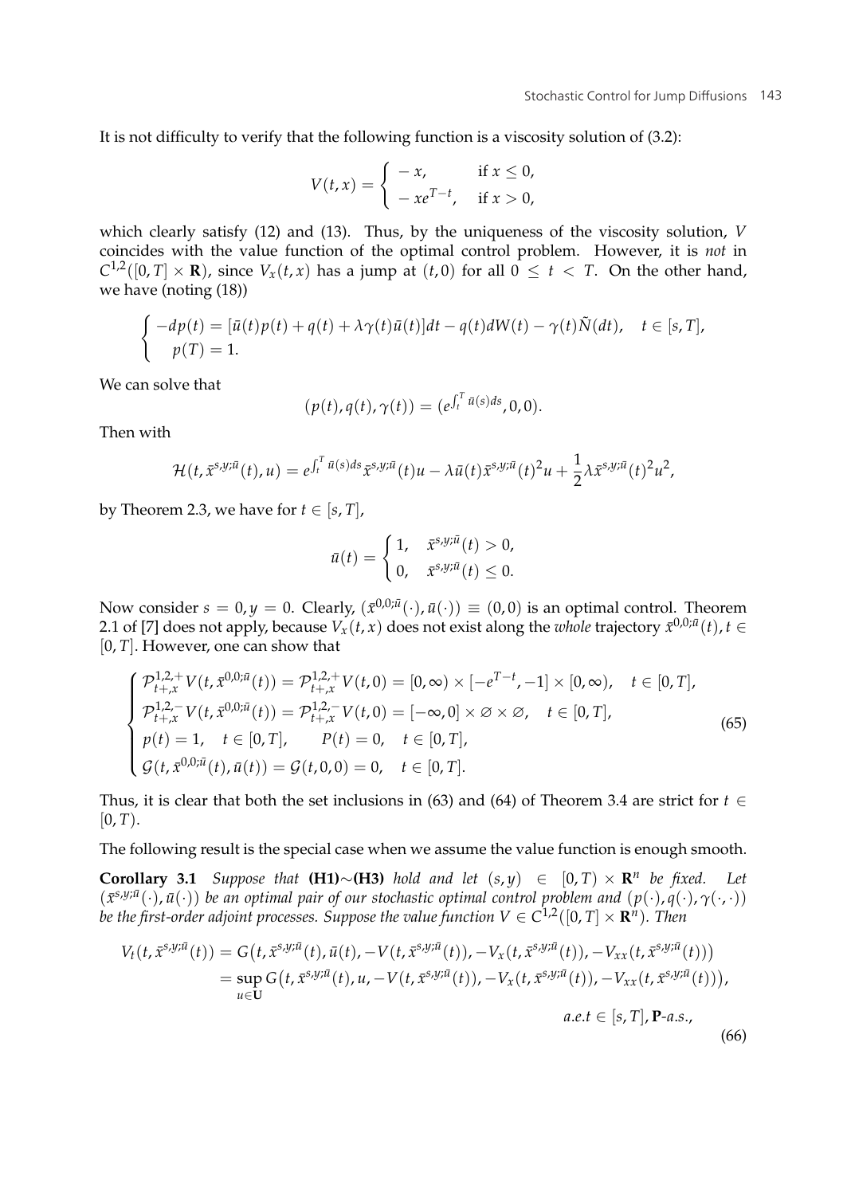It is not difficulty to verify that the following function is a viscosity solution of (3.2):

$$
V(t,x) = \begin{cases} -x, & \text{if } x \le 0, \\ -xe^{T-t}, & \text{if } x > 0, \end{cases}
$$

which clearly satisfy (12) and (13). Thus, by the uniqueness of the viscosity solution, $V$ coincides with the value function of the optimal control problem. However, it is *not* in $C^{1,2}([0,T]\times \mathbf{R})$, since $V_x(t,x)$ has a jump at $(t,0)$ for all $0 \le t < T$. On the other hand, we have (noting (18))

$$
\begin{cases} -dp(t) = [\bar{u}(t)p(t) + q(t) + \lambda\gamma(t)\bar{u}(t)]dt - q(t)dW(t) - \gamma(t)\tilde{N}(dt), \quad t \in [s,T], \\ \;\; p(T) = 1. \end{cases}
$$

We can solve that

$$
(p(t), q(t), \gamma(t)) = (e^{\int_t^T \bar{u}(s)ds}, 0, 0).
$$

Then with

$$
\mathcal{H}(t, \bar{x}^{s,y;\bar{u}}(t), u) = e^{\int_t^T \bar{u}(s)ds}\bar{x}^{s,y;\bar{u}}(t)u - \lambda\bar{u}(t)\bar{x}^{s,y;\bar{u}}(t)^2 u + \frac{1}{2}\lambda \bar{x}^{s,y;\bar{u}}(t)^2 u^2,
$$

by Theorem 2.3, we have for $t \in [s,T]$,

$$
\bar{u}(t) = \begin{cases} 1, & \bar{x}^{s,y;\bar{u}}(t) > 0, \\ 0, & \bar{x}^{s,y;\bar{u}}(t) \le 0. \end{cases}
$$

Now consider $s = 0, y = 0$. Clearly, $(\bar{x}^{0,0;\bar{u}}(\cdot), \bar{u}(\cdot)) \equiv (0,0)$ is an optimal control. Theorem 2.1 of [7] does not apply, because $V_x(t,x)$ does not exist along the *whole* trajectory $\bar{x}^{0,0;\bar{u}}(t), t \in [0,T]$. However, one can show that

$$
\begin{cases} \mathcal{P}^{1,2,+}_{t+,x} V(t, \bar{x}^{0,0;\bar{u}}(t)) = \mathcal{P}^{1,2,+}_{t+,x} V(t,0) = [0,\infty) \times [-e^{T-t}, -1] \times [0,\infty), \quad t \in [0,T], \\ \mathcal{P}^{1,2,-}_{t+,x} V(t, \bar{x}^{0,0;\bar{u}}(t)) = \mathcal{P}^{1,2,-}_{t+,x} V(t,0) = [-\infty, 0] \times \varnothing \times \varnothing, \quad t \in [0,T], \\ p(t) = 1, \quad t \in [0,T], \qquad P(t) = 0, \quad t \in [0,T], \\ \mathcal{G}(t, \bar{x}^{0,0;\bar{u}}(t), \bar{u}(t)) = \mathcal{G}(t,0,0) = 0, \quad t \in [0,T]. \end{cases} \tag{65}
$$

Thus, it is clear that both the set inclusions in (63) and (64) of Theorem 3.4 are strict for $t \in [0,T)$.

The following result is the special case when we assume the value function is enough smooth.

**Corollary 3.1** *Suppose that* **(H1)**$\sim$**(H3)** *hold and let* $(s,y) \in [0,T) \times \mathbf{R}^n$ *be fixed. Let* $(\bar{x}^{s,y;\bar{u}}(\cdot), \bar{u}(\cdot))$ *be an optimal pair of our stochastic optimal control problem and* $(p(\cdot), q(\cdot), \gamma(\cdot,\cdot))$ *be the first-order adjoint processes. Suppose the value function* $V \in C^{1,2}([0,T]\times\mathbf{R}^n)$. *Then*

$$
\begin{aligned} V_t(t, \bar{x}^{s,y;\bar{u}}(t)) &= G\big(t, \bar{x}^{s,y;\bar{u}}(t), \bar{u}(t), -V(t, \bar{x}^{s,y;\bar{u}}(t)), -V_x(t, \bar{x}^{s,y;\bar{u}}(t)), -V_{xx}(t, \bar{x}^{s,y;\bar{u}}(t))\big) \\ &= \sup_{u \in \mathbf{U}} G\big(t, \bar{x}^{s,y;\bar{u}}(t), u, -V(t, \bar{x}^{s,y;\bar{u}}(t)), -V_x(t, \bar{x}^{s,y;\bar{u}}(t)), -V_{xx}(t, \bar{x}^{s,y;\bar{u}}(t))\big), \\ &\qquad\qquad\qquad\qquad\qquad\qquad\qquad\qquad a.e. t \in [s,T], \mathbf{P}\text{-}a.s., \end{aligned} \tag{66}
$$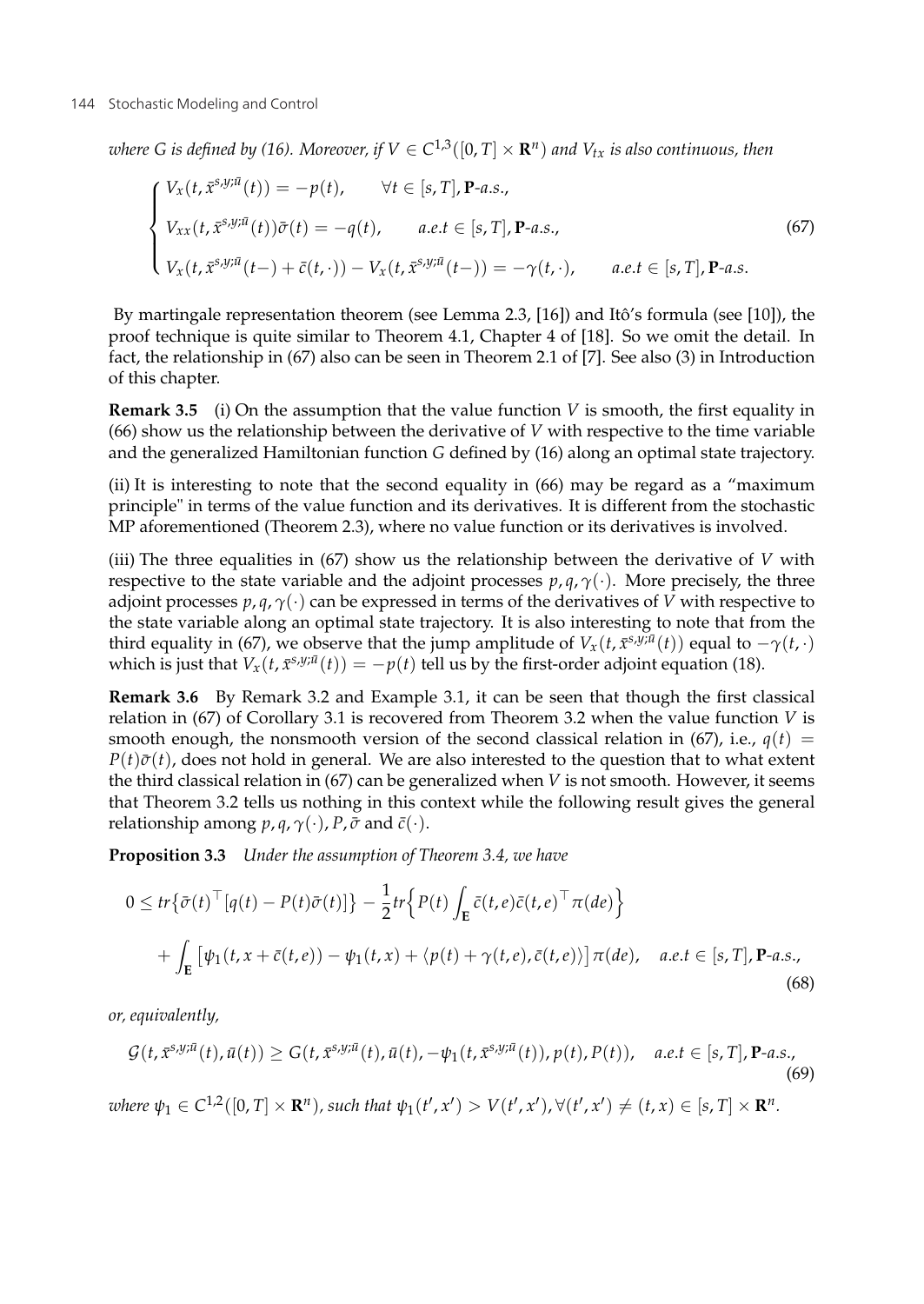*where G is defined by (16). Moreover, if $V \in C^{1,3}([0,T] \times \mathbf{R}^n)$ and $V_{tx}$ is also continuous, then*

$$
\begin{cases}
V_x(t, \bar{x}^{s,y;\bar{u}}(t)) = -p(t), \qquad \forall t \in [s,T], \mathbf{P}\text{-}a.s., \\
V_{xx}(t, \bar{x}^{s,y;\bar{u}}(t))\bar{\sigma}(t) = -q(t), \qquad a.e. t \in [s,T], \mathbf{P}\text{-}a.s., \\
V_x(t, \bar{x}^{s,y;\bar{u}}(t-) + \bar{c}(t,\cdot)) - V_x(t, \bar{x}^{s,y;\bar{u}}(t-)) = -\gamma(t,\cdot), \qquad a.e. t \in [s,T], \mathbf{P}\text{-}a.s.
\end{cases}
\tag{67}
$$

By martingale representation theorem (see Lemma 2.3, [16]) and Itô's formula (see [10]), the proof technique is quite similar to Theorem 4.1, Chapter 4 of [18]. So we omit the detail. In fact, the relationship in (67) also can be seen in Theorem 2.1 of [7]. See also (3) in Introduction of this chapter.

**Remark 3.5** (i) On the assumption that the value function $V$ is smooth, the first equality in (66) show us the relationship between the derivative of $V$ with respective to the time variable and the generalized Hamiltonian function $G$ defined by (16) along an optimal state trajectory.

(ii) It is interesting to note that the second equality in (66) may be regard as a "maximum principle" in terms of the value function and its derivatives. It is different from the stochastic MP aforementioned (Theorem 2.3), where no value function or its derivatives is involved.

(iii) The three equalities in (67) show us the relationship between the derivative of $V$ with respective to the state variable and the adjoint processes $p, q, \gamma(\cdot)$. More precisely, the three adjoint processes $p, q, \gamma(\cdot)$ can be expressed in terms of the derivatives of $V$ with respective to the state variable along an optimal state trajectory. It is also interesting to note that from the third equality in (67), we observe that the jump amplitude of $V_x(t, \bar{x}^{s,y;\bar{u}}(t))$ equal to $-\gamma(t,\cdot)$ which is just that $V_x(t, \bar{x}^{s,y;\bar{u}}(t)) = -p(t)$ tell us by the first-order adjoint equation (18).

**Remark 3.6** By Remark 3.2 and Example 3.1, it can be seen that though the first classical relation in (67) of Corollary 3.1 is recovered from Theorem 3.2 when the value function $V$ is smooth enough, the nonsmooth version of the second classical relation in (67), i.e., $q(t) = P(t)\bar{\sigma}(t)$, does not hold in general. We are also interested to the question that to what extent the third classical relation in (67) can be generalized when $V$ is not smooth. However, it seems that Theorem 3.2 tells us nothing in this context while the following result gives the general relationship among $p, q, \gamma(\cdot), P, \bar{\sigma}$ and $\bar{c}(\cdot)$.

**Proposition 3.3** *Under the assumption of Theorem 3.4, we have*

$$
\begin{aligned}
0 \leq\, & tr\{\bar{\sigma}(t)^\top [q(t) - P(t)\bar{\sigma}(t)]\} - \frac{1}{2} tr\Big\{P(t)\int_{\mathbf{E}} \bar{c}(t,e)\bar{c}(t,e)^\top \pi(de)\Big\} \\
& + \int_{\mathbf{E}} \big[\psi_1(t, x + \bar{c}(t,e)) - \psi_1(t,x) + \langle p(t) + \gamma(t,e), \bar{c}(t,e)\rangle\big]\pi(de), \quad a.e. t \in [s,T], \mathbf{P}\text{-}a.s.,
\end{aligned}
\tag{68}
$$

*or, equivalently,*

$$
\mathcal{G}(t, \bar{x}^{s,y;\bar{u}}(t), \bar{u}(t)) \geq G(t, \bar{x}^{s,y;\bar{u}}(t), \bar{u}(t), -\psi_1(t, \bar{x}^{s,y;\bar{u}}(t)), p(t), P(t)), \quad a.e. t \in [s,T], \mathbf{P}\text{-}a.s.,
\tag{69}
$$

*where $\psi_1 \in C^{1,2}([0,T] \times \mathbf{R}^n)$, such that $\psi_1(t',x') > V(t',x'), \forall (t',x') \neq (t,x) \in [s,T] \times \mathbf{R}^n$.*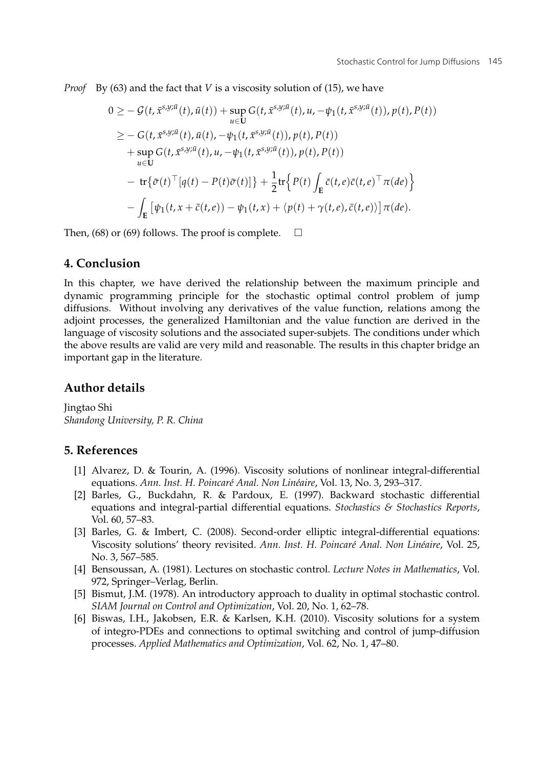*Proof* By (63) and the fact that $V$ is a viscosity solution of (15), we have

$$
\begin{aligned}
0 \geq & -\mathcal{G}(t, \bar{x}^{s,y;\bar{u}}(t), \bar{u}(t)) + \sup_{u \in \mathbf{U}} G(t, \bar{x}^{s,y;\bar{u}}(t), u, -\psi_1(t, \bar{x}^{s,y;\bar{u}}(t)), p(t), P(t)) \\
\geq & -G(t, \bar{x}^{s,y;\bar{u}}(t), \bar{u}(t), -\psi_1(t, \bar{x}^{s,y;\bar{u}}(t)), p(t), P(t)) \\
& + \sup_{u \in \mathbf{U}} G(t, \bar{x}^{s,y;\bar{u}}(t), u, -\psi_1(t, \bar{x}^{s,y;\bar{u}}(t)), p(t), P(t)) \\
& - \operatorname{tr}\left\{\bar{\sigma}(t)^\top [q(t) - P(t)\bar{\sigma}(t)]\right\} + \frac{1}{2}\operatorname{tr}\left\{P(t)\int_{\mathbf{E}} \bar{c}(t,e)\bar{c}(t,e)^\top \pi(de)\right\} \\
& - \int_{\mathbf{E}} \left[\psi_1(t, x + \bar{c}(t,e)) - \psi_1(t,x) + \langle p(t) + \gamma(t,e), \bar{c}(t,e)\rangle\right] \pi(de).
\end{aligned}
$$

Then, (68) or (69) follows. The proof is complete. $\square$

## 4. Conclusion

In this chapter, we have derived the relationship between the maximum principle and dynamic programming principle for the stochastic optimal control problem of jump diffusions. Without involving any derivatives of the value function, relations among the adjoint processes, the generalized Hamiltonian and the value function are derived in the language of viscosity solutions and the associated super-subjets. The conditions under which the above results are valid are very mild and reasonable. The results in this chapter bridge an important gap in the literature.

## Author details

Jingtao Shi
*Shandong University, P. R. China*

## 5. References

[1] Alvarez, D. & Tourin, A. (1996). Viscosity solutions of nonlinear integral-differential equations. *Ann. Inst. H. Poincaré Anal. Non Linéaire*, Vol. 13, No. 3, 293–317.

[2] Barles, G., Buckdahn, R. & Pardoux, E. (1997). Backward stochastic differential equations and integral-partial differential equations. *Stochastics & Stochastics Reports*, Vol. 60, 57–83.

[3] Barles, G. & Imbert, C. (2008). Second-order elliptic integral-differential equations: Viscosity solutions' theory revisited. *Ann. Inst. H. Poincaré Anal. Non Linéaire*, Vol. 25, No. 3, 567–585.

[4] Bensoussan, A. (1981). Lectures on stochastic control. *Lecture Notes in Mathematics*, Vol. 972, Springer–Verlag, Berlin.

[5] Bismut, J.M. (1978). An introductory approach to duality in optimal stochastic control. *SIAM Journal on Control and Optimization*, Vol. 20, No. 1, 62–78.

[6] Biswas, I.H., Jakobsen, E.R. & Karlsen, K.H. (2010). Viscosity solutions for a system of integro-PDEs and connections to optimal switching and control of jump-diffusion processes. *Applied Mathematics and Optimization*, Vol. 62, No. 1, 47–80.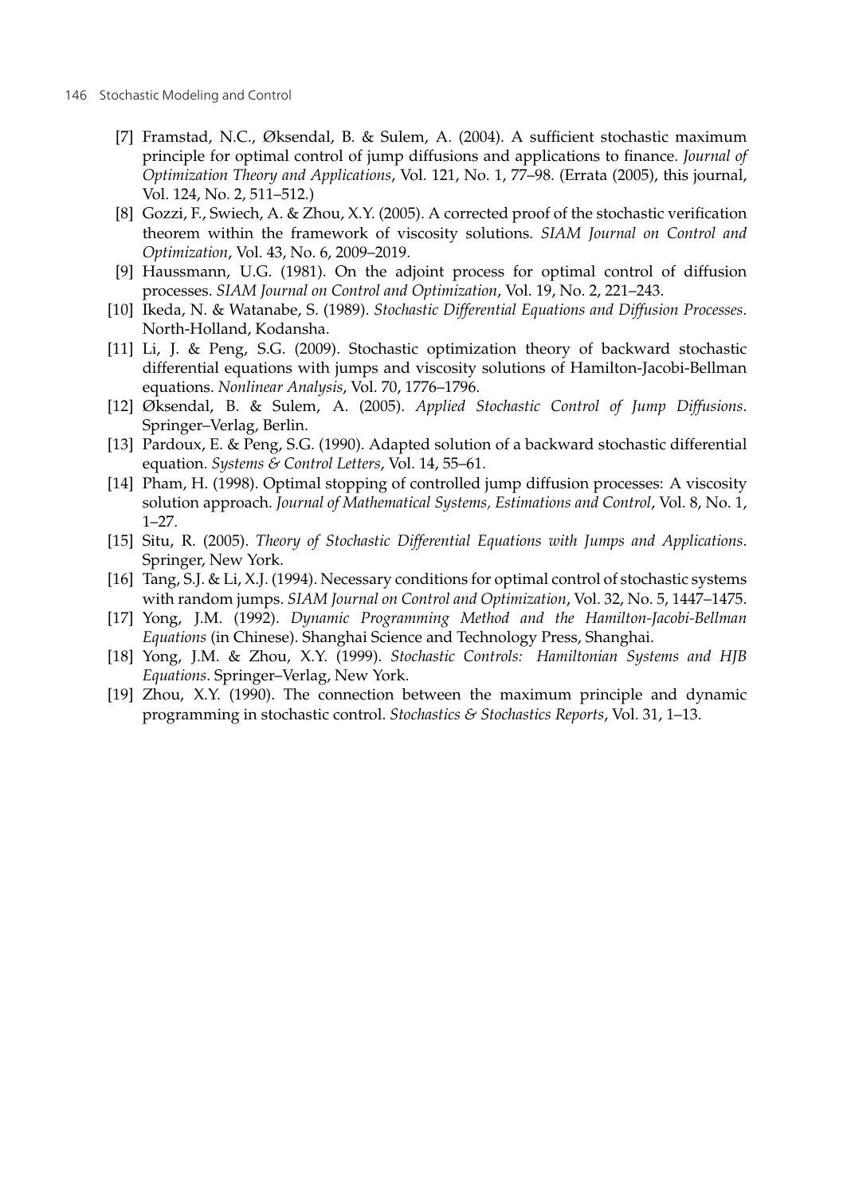[7] Framstad, N.C., Øksendal, B. & Sulem, A. (2004). A sufficient stochastic maximum principle for optimal control of jump diffusions and applications to finance. *Journal of Optimization Theory and Applications*, Vol. 121, No. 1, 77–98. (Errata (2005), this journal, Vol. 124, No. 2, 511–512.)

[8] Gozzi, F., Swiech, A. & Zhou, X.Y. (2005). A corrected proof of the stochastic verification theorem within the framework of viscosity solutions. *SIAM Journal on Control and Optimization*, Vol. 43, No. 6, 2009–2019.

[9] Haussmann, U.G. (1981). On the adjoint process for optimal control of diffusion processes. *SIAM Journal on Control and Optimization*, Vol. 19, No. 2, 221–243.

[10] Ikeda, N. & Watanabe, S. (1989). *Stochastic Differential Equations and Diffusion Processes*. North-Holland, Kodansha.

[11] Li, J. & Peng, S.G. (2009). Stochastic optimization theory of backward stochastic differential equations with jumps and viscosity solutions of Hamilton-Jacobi-Bellman equations. *Nonlinear Analysis*, Vol. 70, 1776–1796.

[12] Øksendal, B. & Sulem, A. (2005). *Applied Stochastic Control of Jump Diffusions*. Springer–Verlag, Berlin.

[13] Pardoux, E. & Peng, S.G. (1990). Adapted solution of a backward stochastic differential equation. *Systems & Control Letters*, Vol. 14, 55–61.

[14] Pham, H. (1998). Optimal stopping of controlled jump diffusion processes: A viscosity solution approach. *Journal of Mathematical Systems, Estimations and Control*, Vol. 8, No. 1, 1–27.

[15] Situ, R. (2005). *Theory of Stochastic Differential Equations with Jumps and Applications*. Springer, New York.

[16] Tang, S.J. & Li, X.J. (1994). Necessary conditions for optimal control of stochastic systems with random jumps. *SIAM Journal on Control and Optimization*, Vol. 32, No. 5, 1447–1475.

[17] Yong, J.M. (1992). *Dynamic Programming Method and the Hamilton-Jacobi-Bellman Equations* (in Chinese). Shanghai Science and Technology Press, Shanghai.

[18] Yong, J.M. & Zhou, X.Y. (1999). *Stochastic Controls: Hamiltonian Systems and HJB Equations*. Springer–Verlag, New York.

[19] Zhou, X.Y. (1990). The connection between the maximum principle and dynamic programming in stochastic control. *Stochastics & Stochastics Reports*, Vol. 31, 1–13.